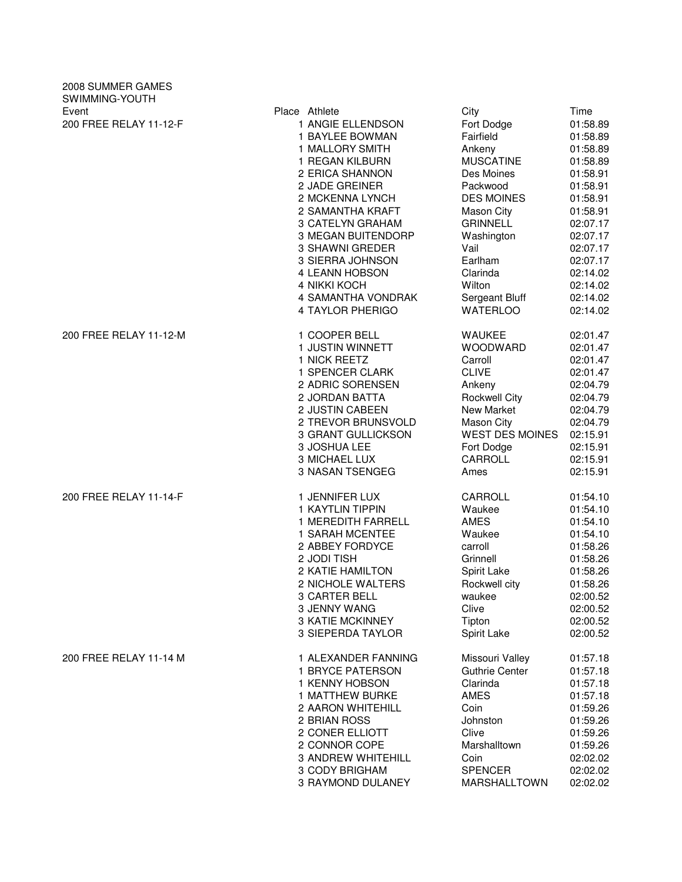2008 SUMMER GAMES
SWIMMING-YOUTH

| Event | Place | Athlete | City | Time |
|---|---|---|---|---|
| 200 FREE RELAY 11-12-F | 1 | ANGIE ELLENDSON | Fort Dodge | 01:58.89 |
| | 1 | BAYLEE BOWMAN | Fairfield | 01:58.89 |
| | 1 | MALLORY SMITH | Ankeny | 01:58.89 |
| | 1 | REGAN KILBURN | MUSCATINE | 01:58.89 |
| | 2 | ERICA SHANNON | Des Moines | 01:58.91 |
| | 2 | JADE GREINER | Packwood | 01:58.91 |
| | 2 | MCKENNA LYNCH | DES MOINES | 01:58.91 |
| | 2 | SAMANTHA KRAFT | Mason City | 01:58.91 |
| | 3 | CATELYN GRAHAM | GRINNELL | 02:07.17 |
| | 3 | MEGAN BUITENDORP | Washington | 02:07.17 |
| | 3 | SHAWNI GREDER | Vail | 02:07.17 |
| | 3 | SIERRA JOHNSON | Earlham | 02:07.17 |
| | 4 | LEANN HOBSON | Clarinda | 02:14.02 |
| | 4 | NIKKI KOCH | Wilton | 02:14.02 |
| | 4 | SAMANTHA VONDRAK | Sergeant Bluff | 02:14.02 |
| | 4 | TAYLOR PHERIGO | WATERLOO | 02:14.02 |
| 200 FREE RELAY 11-12-M | 1 | COOPER BELL | WAUKEE | 02:01.47 |
| | 1 | JUSTIN WINNETT | WOODWARD | 02:01.47 |
| | 1 | NICK REETZ | Carroll | 02:01.47 |
| | 1 | SPENCER CLARK | CLIVE | 02:01.47 |
| | 2 | ADRIC SORENSEN | Ankeny | 02:04.79 |
| | 2 | JORDAN BATTA | Rockwell City | 02:04.79 |
| | 2 | JUSTIN CABEEN | New Market | 02:04.79 |
| | 2 | TREVOR BRUNSVOLD | Mason City | 02:04.79 |
| | 3 | GRANT GULLICKSON | WEST DES MOINES | 02:15.91 |
| | 3 | JOSHUA LEE | Fort Dodge | 02:15.91 |
| | 3 | MICHAEL LUX | CARROLL | 02:15.91 |
| | 3 | NASAN TSENGEG | Ames | 02:15.91 |
| 200 FREE RELAY 11-14-F | 1 | JENNIFER LUX | CARROLL | 01:54.10 |
| | 1 | KAYTLIN TIPPIN | Waukee | 01:54.10 |
| | 1 | MEREDITH FARRELL | AMES | 01:54.10 |
| | 1 | SARAH MCENTEE | Waukee | 01:54.10 |
| | 2 | ABBEY FORDYCE | carroll | 01:58.26 |
| | 2 | JODI TISH | Grinnell | 01:58.26 |
| | 2 | KATIE HAMILTON | Spirit Lake | 01:58.26 |
| | 2 | NICHOLE WALTERS | Rockwell city | 01:58.26 |
| | 3 | CARTER BELL | waukee | 02:00.52 |
| | 3 | JENNY WANG | Clive | 02:00.52 |
| | 3 | KATIE MCKINNEY | Tipton | 02:00.52 |
| | 3 | SIEPERDA TAYLOR | Spirit Lake | 02:00.52 |
| 200 FREE RELAY 11-14 M | 1 | ALEXANDER FANNING | Missouri Valley | 01:57.18 |
| | 1 | BRYCE PATERSON | Guthrie Center | 01:57.18 |
| | 1 | KENNY HOBSON | Clarinda | 01:57.18 |
| | 1 | MATTHEW BURKE | AMES | 01:57.18 |
| | 2 | AARON WHITEHILL | Coin | 01:59.26 |
| | 2 | BRIAN ROSS | Johnston | 01:59.26 |
| | 2 | CONER ELLIOTT | Clive | 01:59.26 |
| | 2 | CONNOR COPE | Marshalltown | 01:59.26 |
| | 3 | ANDREW WHITEHILL | Coin | 02:02.02 |
| | 3 | CODY BRIGHAM | SPENCER | 02:02.02 |
| | 3 | RAYMOND DULANEY | MARSHALLTOWN | 02:02.02 |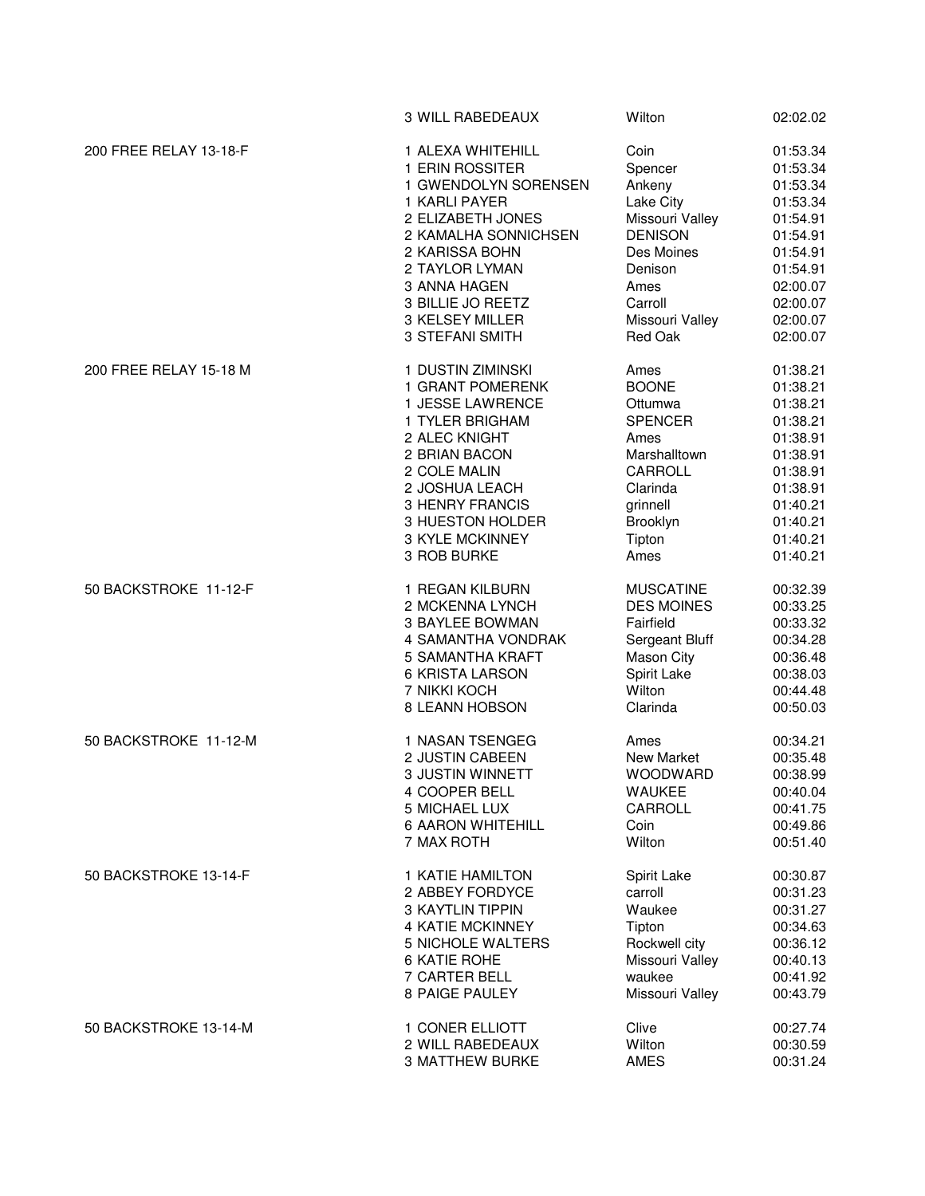| Event | Place / Name | City | Time |
|---|---|---|---|
| | 3 WILL RABEDEAUX | Wilton | 02:02.02 |
| 200 FREE RELAY 13-18-F | 1 ALEXA WHITEHILL | Coin | 01:53.34 |
| | 1 ERIN ROSSITER | Spencer | 01:53.34 |
| | 1 GWENDOLYN SORENSEN | Ankeny | 01:53.34 |
| | 1 KARLI PAYER | Lake City | 01:53.34 |
| | 2 ELIZABETH JONES | Missouri Valley | 01:54.91 |
| | 2 KAMALHA SONNICHSEN | DENISON | 01:54.91 |
| | 2 KARISSA BOHN | Des Moines | 01:54.91 |
| | 2 TAYLOR LYMAN | Denison | 01:54.91 |
| | 3 ANNA HAGEN | Ames | 02:00.07 |
| | 3 BILLIE JO REETZ | Carroll | 02:00.07 |
| | 3 KELSEY MILLER | Missouri Valley | 02:00.07 |
| | 3 STEFANI SMITH | Red Oak | 02:00.07 |
| 200 FREE RELAY 15-18 M | 1 DUSTIN ZIMINSKI | Ames | 01:38.21 |
| | 1 GRANT POMERENK | BOONE | 01:38.21 |
| | 1 JESSE LAWRENCE | Ottumwa | 01:38.21 |
| | 1 TYLER BRIGHAM | SPENCER | 01:38.21 |
| | 2 ALEC KNIGHT | Ames | 01:38.91 |
| | 2 BRIAN BACON | Marshalltown | 01:38.91 |
| | 2 COLE MALIN | CARROLL | 01:38.91 |
| | 2 JOSHUA LEACH | Clarinda | 01:38.91 |
| | 3 HENRY FRANCIS | grinnell | 01:40.21 |
| | 3 HUESTON HOLDER | Brooklyn | 01:40.21 |
| | 3 KYLE MCKINNEY | Tipton | 01:40.21 |
| | 3 ROB BURKE | Ames | 01:40.21 |
| 50 BACKSTROKE 11-12-F | 1 REGAN KILBURN | MUSCATINE | 00:32.39 |
| | 2 MCKENNA LYNCH | DES MOINES | 00:33.25 |
| | 3 BAYLEE BOWMAN | Fairfield | 00:33.32 |
| | 4 SAMANTHA VONDRAK | Sergeant Bluff | 00:34.28 |
| | 5 SAMANTHA KRAFT | Mason City | 00:36.48 |
| | 6 KRISTA LARSON | Spirit Lake | 00:38.03 |
| | 7 NIKKI KOCH | Wilton | 00:44.48 |
| | 8 LEANN HOBSON | Clarinda | 00:50.03 |
| 50 BACKSTROKE 11-12-M | 1 NASAN TSENGEG | Ames | 00:34.21 |
| | 2 JUSTIN CABEEN | New Market | 00:35.48 |
| | 3 JUSTIN WINNETT | WOODWARD | 00:38.99 |
| | 4 COOPER BELL | WAUKEE | 00:40.04 |
| | 5 MICHAEL LUX | CARROLL | 00:41.75 |
| | 6 AARON WHITEHILL | Coin | 00:49.86 |
| | 7 MAX ROTH | Wilton | 00:51.40 |
| 50 BACKSTROKE 13-14-F | 1 KATIE HAMILTON | Spirit Lake | 00:30.87 |
| | 2 ABBEY FORDYCE | carroll | 00:31.23 |
| | 3 KAYTLIN TIPPIN | Waukee | 00:31.27 |
| | 4 KATIE MCKINNEY | Tipton | 00:34.63 |
| | 5 NICHOLE WALTERS | Rockwell city | 00:36.12 |
| | 6 KATIE ROHE | Missouri Valley | 00:40.13 |
| | 7 CARTER BELL | waukee | 00:41.92 |
| | 8 PAIGE PAULEY | Missouri Valley | 00:43.79 |
| 50 BACKSTROKE 13-14-M | 1 CONER ELLIOTT | Clive | 00:27.74 |
| | 2 WILL RABEDEAUX | Wilton | 00:30.59 |
| | 3 MATTHEW BURKE | AMES | 00:31.24 |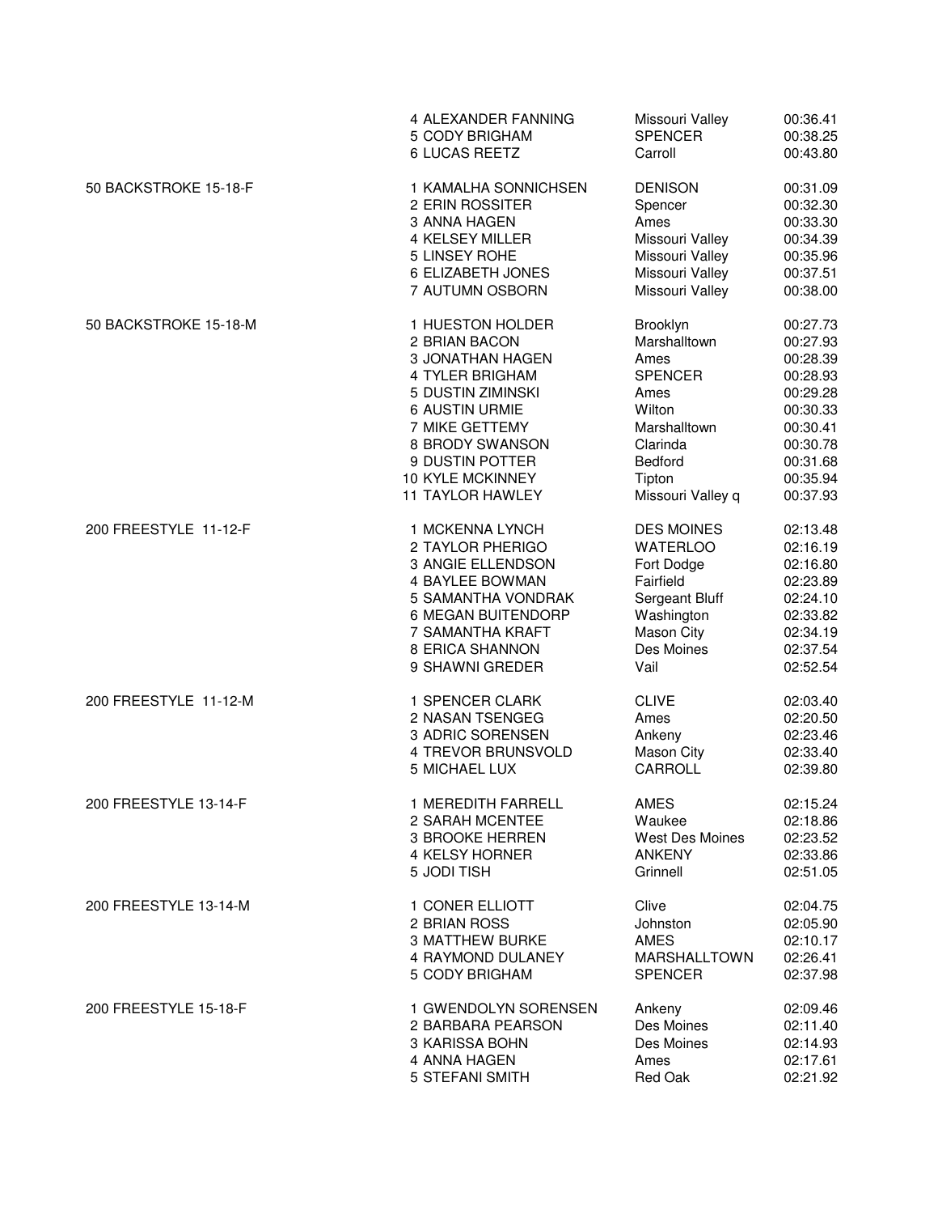| Event | Place | Name | City | Time |
|---|---|---|---|---|
| | 4 | ALEXANDER FANNING | Missouri Valley | 00:36.41 |
| | 5 | CODY BRIGHAM | SPENCER | 00:38.25 |
| | 6 | LUCAS REETZ | Carroll | 00:43.80 |
| 50 BACKSTROKE 15-18-F | 1 | KAMALHA SONNICHSEN | DENISON | 00:31.09 |
| | 2 | ERIN ROSSITER | Spencer | 00:32.30 |
| | 3 | ANNA HAGEN | Ames | 00:33.30 |
| | 4 | KELSEY MILLER | Missouri Valley | 00:34.39 |
| | 5 | LINSEY ROHE | Missouri Valley | 00:35.96 |
| | 6 | ELIZABETH JONES | Missouri Valley | 00:37.51 |
| | 7 | AUTUMN OSBORN | Missouri Valley | 00:38.00 |
| 50 BACKSTROKE 15-18-M | 1 | HUESTON HOLDER | Brooklyn | 00:27.73 |
| | 2 | BRIAN BACON | Marshalltown | 00:27.93 |
| | 3 | JONATHAN HAGEN | Ames | 00:28.39 |
| | 4 | TYLER BRIGHAM | SPENCER | 00:28.93 |
| | 5 | DUSTIN ZIMINSKI | Ames | 00:29.28 |
| | 6 | AUSTIN URMIE | Wilton | 00:30.33 |
| | 7 | MIKE GETTEMY | Marshalltown | 00:30.41 |
| | 8 | BRODY SWANSON | Clarinda | 00:30.78 |
| | 9 | DUSTIN POTTER | Bedford | 00:31.68 |
| | 10 | KYLE MCKINNEY | Tipton | 00:35.94 |
| | 11 | TAYLOR HAWLEY | Missouri Valley q | 00:37.93 |
| 200 FREESTYLE 11-12-F | 1 | MCKENNA LYNCH | DES MOINES | 02:13.48 |
| | 2 | TAYLOR PHERIGO | WATERLOO | 02:16.19 |
| | 3 | ANGIE ELLENDSON | Fort Dodge | 02:16.80 |
| | 4 | BAYLEE BOWMAN | Fairfield | 02:23.89 |
| | 5 | SAMANTHA VONDRAK | Sergeant Bluff | 02:24.10 |
| | 6 | MEGAN BUITENDORP | Washington | 02:33.82 |
| | 7 | SAMANTHA KRAFT | Mason City | 02:34.19 |
| | 8 | ERICA SHANNON | Des Moines | 02:37.54 |
| | 9 | SHAWNI GREDER | Vail | 02:52.54 |
| 200 FREESTYLE 11-12-M | 1 | SPENCER CLARK | CLIVE | 02:03.40 |
| | 2 | NASAN TSENGEG | Ames | 02:20.50 |
| | 3 | ADRIC SORENSEN | Ankeny | 02:23.46 |
| | 4 | TREVOR BRUNSVOLD | Mason City | 02:33.40 |
| | 5 | MICHAEL LUX | CARROLL | 02:39.80 |
| 200 FREESTYLE 13-14-F | 1 | MEREDITH FARRELL | AMES | 02:15.24 |
| | 2 | SARAH MCENTEE | Waukee | 02:18.86 |
| | 3 | BROOKE HERREN | West Des Moines | 02:23.52 |
| | 4 | KELSY HORNER | ANKENY | 02:33.86 |
| | 5 | JODI TISH | Grinnell | 02:51.05 |
| 200 FREESTYLE 13-14-M | 1 | CONER ELLIOTT | Clive | 02:04.75 |
| | 2 | BRIAN ROSS | Johnston | 02:05.90 |
| | 3 | MATTHEW BURKE | AMES | 02:10.17 |
| | 4 | RAYMOND DULANEY | MARSHALLTOWN | 02:26.41 |
| | 5 | CODY BRIGHAM | SPENCER | 02:37.98 |
| 200 FREESTYLE 15-18-F | 1 | GWENDOLYN SORENSEN | Ankeny | 02:09.46 |
| | 2 | BARBARA PEARSON | Des Moines | 02:11.40 |
| | 3 | KARISSA BOHN | Des Moines | 02:14.93 |
| | 4 | ANNA HAGEN | Ames | 02:17.61 |
| | 5 | STEFANI SMITH | Red Oak | 02:21.92 |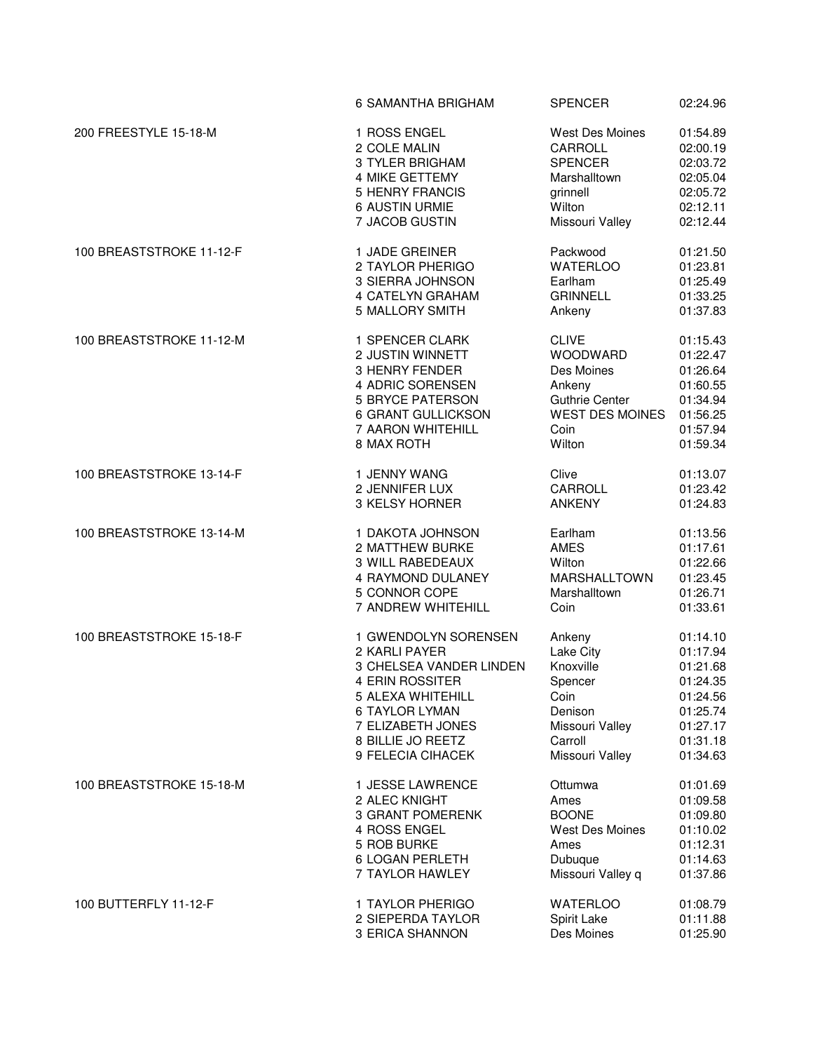| Event | Place / Name | Team | Time |
|---|---|---|---|
| | 6 SAMANTHA BRIGHAM | SPENCER | 02:24.96 |
| 200 FREESTYLE 15-18-M | 1 ROSS ENGEL | West Des Moines | 01:54.89 |
| | 2 COLE MALIN | CARROLL | 02:00.19 |
| | 3 TYLER BRIGHAM | SPENCER | 02:03.72 |
| | 4 MIKE GETTEMY | Marshalltown | 02:05.04 |
| | 5 HENRY FRANCIS | grinnell | 02:05.72 |
| | 6 AUSTIN URMIE | Wilton | 02:12.11 |
| | 7 JACOB GUSTIN | Missouri Valley | 02:12.44 |
| 100 BREASTSTROKE 11-12-F | 1 JADE GREINER | Packwood | 01:21.50 |
| | 2 TAYLOR PHERIGO | WATERLOO | 01:23.81 |
| | 3 SIERRA JOHNSON | Earlham | 01:25.49 |
| | 4 CATELYN GRAHAM | GRINNELL | 01:33.25 |
| | 5 MALLORY SMITH | Ankeny | 01:37.83 |
| 100 BREASTSTROKE 11-12-M | 1 SPENCER CLARK | CLIVE | 01:15.43 |
| | 2 JUSTIN WINNETT | WOODWARD | 01:22.47 |
| | 3 HENRY FENDER | Des Moines | 01:26.64 |
| | 4 ADRIC SORENSEN | Ankeny | 01:60.55 |
| | 5 BRYCE PATERSON | Guthrie Center | 01:34.94 |
| | 6 GRANT GULLICKSON | WEST DES MOINES | 01:56.25 |
| | 7 AARON WHITEHILL | Coin | 01:57.94 |
| | 8 MAX ROTH | Wilton | 01:59.34 |
| 100 BREASTSTROKE 13-14-F | 1 JENNY WANG | Clive | 01:13.07 |
| | 2 JENNIFER LUX | CARROLL | 01:23.42 |
| | 3 KELSY HORNER | ANKENY | 01:24.83 |
| 100 BREASTSTROKE 13-14-M | 1 DAKOTA JOHNSON | Earlham | 01:13.56 |
| | 2 MATTHEW BURKE | AMES | 01:17.61 |
| | 3 WILL RABEDEAUX | Wilton | 01:22.66 |
| | 4 RAYMOND DULANEY | MARSHALLTOWN | 01:23.45 |
| | 5 CONNOR COPE | Marshalltown | 01:26.71 |
| | 7 ANDREW WHITEHILL | Coin | 01:33.61 |
| 100 BREASTSTROKE 15-18-F | 1 GWENDOLYN SORENSEN | Ankeny | 01:14.10 |
| | 2 KARLI PAYER | Lake City | 01:17.94 |
| | 3 CHELSEA VANDER LINDEN | Knoxville | 01:21.68 |
| | 4 ERIN ROSSITER | Spencer | 01:24.35 |
| | 5 ALEXA WHITEHILL | Coin | 01:24.56 |
| | 6 TAYLOR LYMAN | Denison | 01:25.74 |
| | 7 ELIZABETH JONES | Missouri Valley | 01:27.17 |
| | 8 BILLIE JO REETZ | Carroll | 01:31.18 |
| | 9 FELECIA CIHACEK | Missouri Valley | 01:34.63 |
| 100 BREASTSTROKE 15-18-M | 1 JESSE LAWRENCE | Ottumwa | 01:01.69 |
| | 2 ALEC KNIGHT | Ames | 01:09.58 |
| | 3 GRANT POMERENK | BOONE | 01:09.80 |
| | 4 ROSS ENGEL | West Des Moines | 01:10.02 |
| | 5 ROB BURKE | Ames | 01:12.31 |
| | 6 LOGAN PERLETH | Dubuque | 01:14.63 |
| | 7 TAYLOR HAWLEY | Missouri Valley q | 01:37.86 |
| 100 BUTTERFLY 11-12-F | 1 TAYLOR PHERIGO | WATERLOO | 01:08.79 |
| | 2 SIEPERDA TAYLOR | Spirit Lake | 01:11.88 |
| | 3 ERICA SHANNON | Des Moines | 01:25.90 |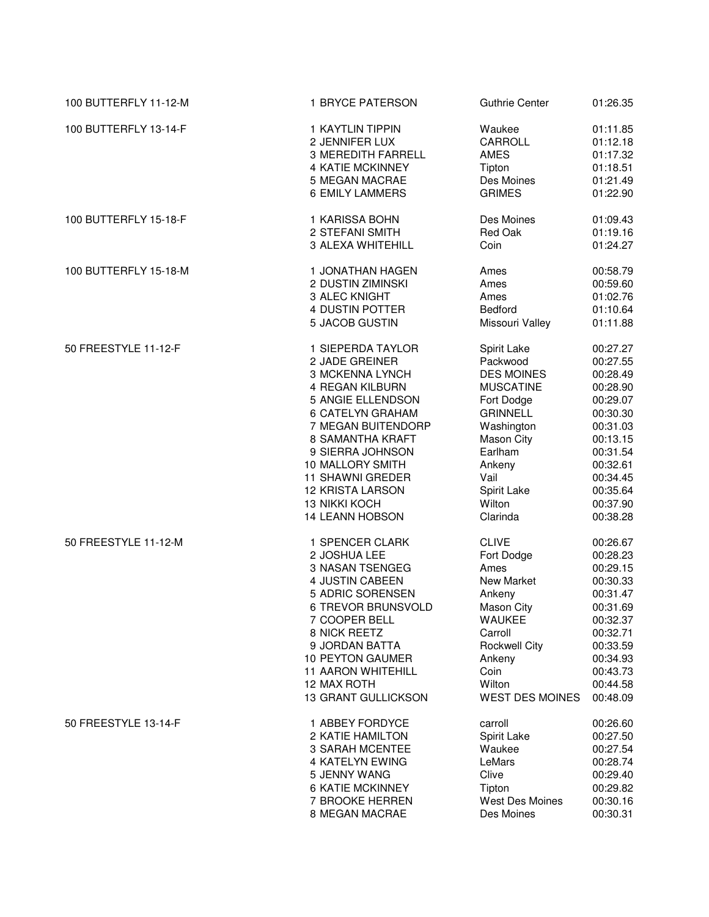| Event | Place / Name | Team | Time |
|---|---|---|---|
| 100 BUTTERFLY 11-12-M | 1 BRYCE PATERSON | Guthrie Center | 01:26.35 |
| 100 BUTTERFLY 13-14-F | 1 KAYTLIN TIPPIN | Waukee | 01:11.85 |
| | 2 JENNIFER LUX | CARROLL | 01:12.18 |
| | 3 MEREDITH FARRELL | AMES | 01:17.32 |
| | 4 KATIE MCKINNEY | Tipton | 01:18.51 |
| | 5 MEGAN MACRAE | Des Moines | 01:21.49 |
| | 6 EMILY LAMMERS | GRIMES | 01:22.90 |
| 100 BUTTERFLY 15-18-F | 1 KARISSA BOHN | Des Moines | 01:09.43 |
| | 2 STEFANI SMITH | Red Oak | 01:19.16 |
| | 3 ALEXA WHITEHILL | Coin | 01:24.27 |
| 100 BUTTERFLY 15-18-M | 1 JONATHAN HAGEN | Ames | 00:58.79 |
| | 2 DUSTIN ZIMINSKI | Ames | 00:59.60 |
| | 3 ALEC KNIGHT | Ames | 01:02.76 |
| | 4 DUSTIN POTTER | Bedford | 01:10.64 |
| | 5 JACOB GUSTIN | Missouri Valley | 01:11.88 |
| 50 FREESTYLE 11-12-F | 1 SIEPERDA TAYLOR | Spirit Lake | 00:27.27 |
| | 2 JADE GREINER | Packwood | 00:27.55 |
| | 3 MCKENNA LYNCH | DES MOINES | 00:28.49 |
| | 4 REGAN KILBURN | MUSCATINE | 00:28.90 |
| | 5 ANGIE ELLENDSON | Fort Dodge | 00:29.07 |
| | 6 CATELYN GRAHAM | GRINNELL | 00:30.30 |
| | 7 MEGAN BUITENDORP | Washington | 00:31.03 |
| | 8 SAMANTHA KRAFT | Mason City | 00:13.15 |
| | 9 SIERRA JOHNSON | Earlham | 00:31.54 |
| | 10 MALLORY SMITH | Ankeny | 00:32.61 |
| | 11 SHAWNI GREDER | Vail | 00:34.45 |
| | 12 KRISTA LARSON | Spirit Lake | 00:35.64 |
| | 13 NIKKI KOCH | Wilton | 00:37.90 |
| | 14 LEANN HOBSON | Clarinda | 00:38.28 |
| 50 FREESTYLE 11-12-M | 1 SPENCER CLARK | CLIVE | 00:26.67 |
| | 2 JOSHUA LEE | Fort Dodge | 00:28.23 |
| | 3 NASAN TSENGEG | Ames | 00:29.15 |
| | 4 JUSTIN CABEEN | New Market | 00:30.33 |
| | 5 ADRIC SORENSEN | Ankeny | 00:31.47 |
| | 6 TREVOR BRUNSVOLD | Mason City | 00:31.69 |
| | 7 COOPER BELL | WAUKEE | 00:32.37 |
| | 8 NICK REETZ | Carroll | 00:32.71 |
| | 9 JORDAN BATTA | Rockwell City | 00:33.59 |
| | 10 PEYTON GAUMER | Ankeny | 00:34.93 |
| | 11 AARON WHITEHILL | Coin | 00:43.73 |
| | 12 MAX ROTH | Wilton | 00:44.58 |
| | 13 GRANT GULLICKSON | WEST DES MOINES | 00:48.09 |
| 50 FREESTYLE 13-14-F | 1 ABBEY FORDYCE | carroll | 00:26.60 |
| | 2 KATIE HAMILTON | Spirit Lake | 00:27.50 |
| | 3 SARAH MCENTEE | Waukee | 00:27.54 |
| | 4 KATELYN EWING | LeMars | 00:28.74 |
| | 5 JENNY WANG | Clive | 00:29.40 |
| | 6 KATIE MCKINNEY | Tipton | 00:29.82 |
| | 7 BROOKE HERREN | West Des Moines | 00:30.16 |
| | 8 MEGAN MACRAE | Des Moines | 00:30.31 |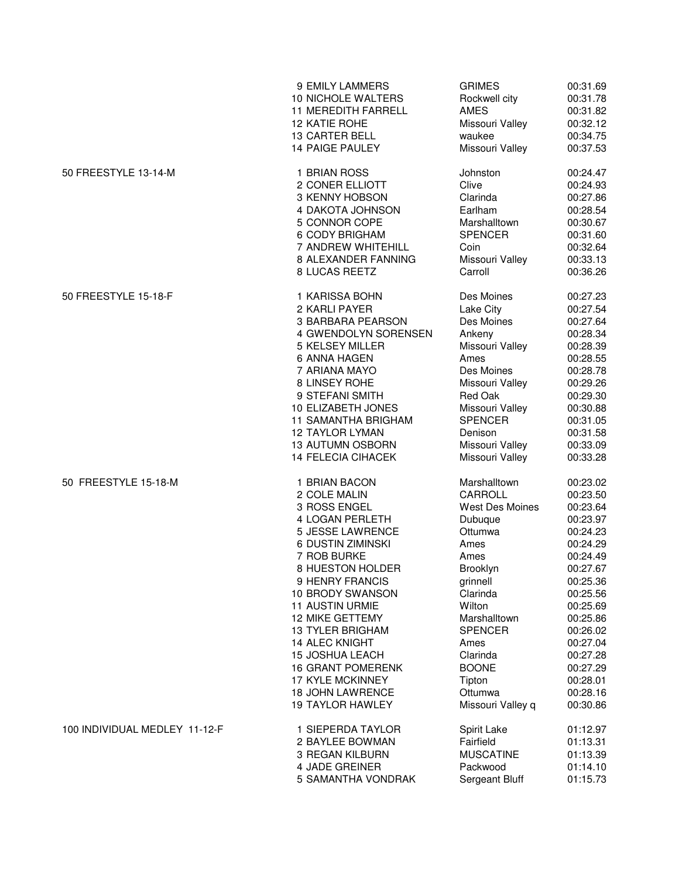| Event | Place | Name | Team | Time |
|---|---|---|---|---|
| | 9 | EMILY LAMMERS | GRIMES | 00:31.69 |
| | 10 | NICHOLE WALTERS | Rockwell city | 00:31.78 |
| | 11 | MEREDITH FARRELL | AMES | 00:31.82 |
| | 12 | KATIE ROHE | Missouri Valley | 00:32.12 |
| | 13 | CARTER BELL | waukee | 00:34.75 |
| | 14 | PAIGE PAULEY | Missouri Valley | 00:37.53 |
| 50 FREESTYLE 13-14-M | 1 | BRIAN ROSS | Johnston | 00:24.47 |
| | 2 | CONER ELLIOTT | Clive | 00:24.93 |
| | 3 | KENNY HOBSON | Clarinda | 00:27.86 |
| | 4 | DAKOTA JOHNSON | Earlham | 00:28.54 |
| | 5 | CONNOR COPE | Marshalltown | 00:30.67 |
| | 6 | CODY BRIGHAM | SPENCER | 00:31.60 |
| | 7 | ANDREW WHITEHILL | Coin | 00:32.64 |
| | 8 | ALEXANDER FANNING | Missouri Valley | 00:33.13 |
| | 8 | LUCAS REETZ | Carroll | 00:36.26 |
| 50 FREESTYLE 15-18-F | 1 | KARISSA BOHN | Des Moines | 00:27.23 |
| | 2 | KARLI PAYER | Lake City | 00:27.54 |
| | 3 | BARBARA PEARSON | Des Moines | 00:27.64 |
| | 4 | GWENDOLYN SORENSEN | Ankeny | 00:28.34 |
| | 5 | KELSEY MILLER | Missouri Valley | 00:28.39 |
| | 6 | ANNA HAGEN | Ames | 00:28.55 |
| | 7 | ARIANA MAYO | Des Moines | 00:28.78 |
| | 8 | LINSEY ROHE | Missouri Valley | 00:29.26 |
| | 9 | STEFANI SMITH | Red Oak | 00:29.30 |
| | 10 | ELIZABETH JONES | Missouri Valley | 00:30.88 |
| | 11 | SAMANTHA BRIGHAM | SPENCER | 00:31.05 |
| | 12 | TAYLOR LYMAN | Denison | 00:31.58 |
| | 13 | AUTUMN OSBORN | Missouri Valley | 00:33.09 |
| | 14 | FELECIA CIHACEK | Missouri Valley | 00:33.28 |
| 50 FREESTYLE 15-18-M | 1 | BRIAN BACON | Marshalltown | 00:23.02 |
| | 2 | COLE MALIN | CARROLL | 00:23.50 |
| | 3 | ROSS ENGEL | West Des Moines | 00:23.64 |
| | 4 | LOGAN PERLETH | Dubuque | 00:23.97 |
| | 5 | JESSE LAWRENCE | Ottumwa | 00:24.23 |
| | 6 | DUSTIN ZIMINSKI | Ames | 00:24.29 |
| | 7 | ROB BURKE | Ames | 00:24.49 |
| | 8 | HUESTON HOLDER | Brooklyn | 00:27.67 |
| | 9 | HENRY FRANCIS | grinnell | 00:25.36 |
| | 10 | BRODY SWANSON | Clarinda | 00:25.56 |
| | 11 | AUSTIN URMIE | Wilton | 00:25.69 |
| | 12 | MIKE GETTEMY | Marshalltown | 00:25.86 |
| | 13 | TYLER BRIGHAM | SPENCER | 00:26.02 |
| | 14 | ALEC KNIGHT | Ames | 00:27.04 |
| | 15 | JOSHUA LEACH | Clarinda | 00:27.28 |
| | 16 | GRANT POMERENK | BOONE | 00:27.29 |
| | 17 | KYLE MCKINNEY | Tipton | 00:28.01 |
| | 18 | JOHN LAWRENCE | Ottumwa | 00:28.16 |
| | 19 | TAYLOR HAWLEY | Missouri Valley q | 00:30.86 |
| 100 INDIVIDUAL MEDLEY 11-12-F | 1 | SIEPERDA TAYLOR | Spirit Lake | 01:12.97 |
| | 2 | BAYLEE BOWMAN | Fairfield | 01:13.31 |
| | 3 | REGAN KILBURN | MUSCATINE | 01:13.39 |
| | 4 | JADE GREINER | Packwood | 01:14.10 |
| | 5 | SAMANTHA VONDRAK | Sergeant Bluff | 01:15.73 |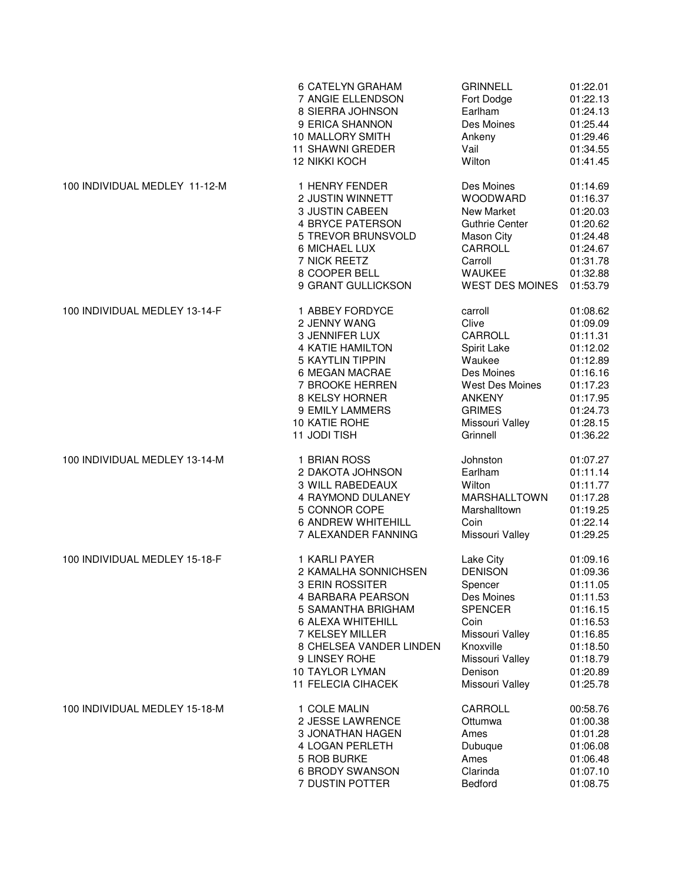| Event | Place | Name | City | Time |
|---|---|---|---|---|
| | 6 | CATELYN GRAHAM | GRINNELL | 01:22.01 |
| | 7 | ANGIE ELLENDSON | Fort Dodge | 01:22.13 |
| | 8 | SIERRA JOHNSON | Earlham | 01:24.13 |
| | 9 | ERICA SHANNON | Des Moines | 01:25.44 |
| | 10 | MALLORY SMITH | Ankeny | 01:29.46 |
| | 11 | SHAWNI GREDER | Vail | 01:34.55 |
| | 12 | NIKKI KOCH | Wilton | 01:41.45 |
| 100 INDIVIDUAL MEDLEY 11-12-M | 1 | HENRY FENDER | Des Moines | 01:14.69 |
| | 2 | JUSTIN WINNETT | WOODWARD | 01:16.37 |
| | 3 | JUSTIN CABEEN | New Market | 01:20.03 |
| | 4 | BRYCE PATERSON | Guthrie Center | 01:20.62 |
| | 5 | TREVOR BRUNSVOLD | Mason City | 01:24.48 |
| | 6 | MICHAEL LUX | CARROLL | 01:24.67 |
| | 7 | NICK REETZ | Carroll | 01:31.78 |
| | 8 | COOPER BELL | WAUKEE | 01:32.88 |
| | 9 | GRANT GULLICKSON | WEST DES MOINES | 01:53.79 |
| 100 INDIVIDUAL MEDLEY 13-14-F | 1 | ABBEY FORDYCE | carroll | 01:08.62 |
| | 2 | JENNY WANG | Clive | 01:09.09 |
| | 3 | JENNIFER LUX | CARROLL | 01:11.31 |
| | 4 | KATIE HAMILTON | Spirit Lake | 01:12.02 |
| | 5 | KAYTLIN TIPPIN | Waukee | 01:12.89 |
| | 6 | MEGAN MACRAE | Des Moines | 01:16.16 |
| | 7 | BROOKE HERREN | West Des Moines | 01:17.23 |
| | 8 | KELSY HORNER | ANKENY | 01:17.95 |
| | 9 | EMILY LAMMERS | GRIMES | 01:24.73 |
| | 10 | KATIE ROHE | Missouri Valley | 01:28.15 |
| | 11 | JODI TISH | Grinnell | 01:36.22 |
| 100 INDIVIDUAL MEDLEY 13-14-M | 1 | BRIAN ROSS | Johnston | 01:07.27 |
| | 2 | DAKOTA JOHNSON | Earlham | 01:11.14 |
| | 3 | WILL RABEDEAUX | Wilton | 01:11.77 |
| | 4 | RAYMOND DULANEY | MARSHALLTOWN | 01:17.28 |
| | 5 | CONNOR COPE | Marshalltown | 01:19.25 |
| | 6 | ANDREW WHITEHILL | Coin | 01:22.14 |
| | 7 | ALEXANDER FANNING | Missouri Valley | 01:29.25 |
| 100 INDIVIDUAL MEDLEY 15-18-F | 1 | KARLI PAYER | Lake City | 01:09.16 |
| | 2 | KAMALHA SONNICHSEN | DENISON | 01:09.36 |
| | 3 | ERIN ROSSITER | Spencer | 01:11.05 |
| | 4 | BARBARA PEARSON | Des Moines | 01:11.53 |
| | 5 | SAMANTHA BRIGHAM | SPENCER | 01:16.15 |
| | 6 | ALEXA WHITEHILL | Coin | 01:16.53 |
| | 7 | KELSEY MILLER | Missouri Valley | 01:16.85 |
| | 8 | CHELSEA VANDER LINDEN | Knoxville | 01:18.50 |
| | 9 | LINSEY ROHE | Missouri Valley | 01:18.79 |
| | 10 | TAYLOR LYMAN | Denison | 01:20.89 |
| | 11 | FELECIA CIHACEK | Missouri Valley | 01:25.78 |
| 100 INDIVIDUAL MEDLEY 15-18-M | 1 | COLE MALIN | CARROLL | 00:58.76 |
| | 2 | JESSE LAWRENCE | Ottumwa | 01:00.38 |
| | 3 | JONATHAN HAGEN | Ames | 01:01.28 |
| | 4 | LOGAN PERLETH | Dubuque | 01:06.08 |
| | 5 | ROB BURKE | Ames | 01:06.48 |
| | 6 | BRODY SWANSON | Clarinda | 01:07.10 |
| | 7 | DUSTIN POTTER | Bedford | 01:08.75 |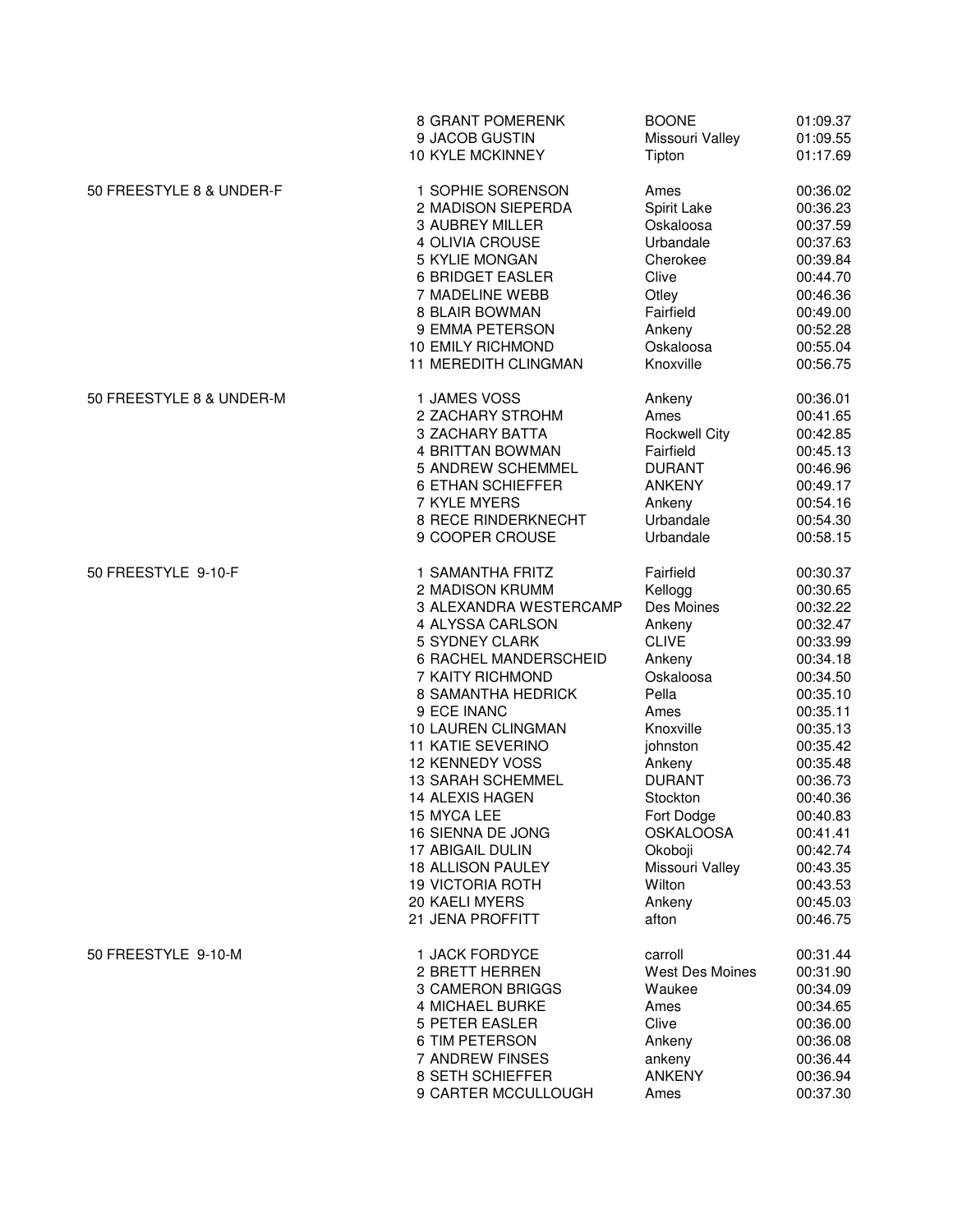| Event | Place | Name | Team | Time |
|---|---|---|---|---|
| | 8 | GRANT POMERENK | BOONE | 01:09.37 |
| | 9 | JACOB GUSTIN | Missouri Valley | 01:09.55 |
| | 10 | KYLE MCKINNEY | Tipton | 01:17.69 |
| 50 FREESTYLE 8 & UNDER-F | 1 | SOPHIE SORENSON | Ames | 00:36.02 |
| | 2 | MADISON SIEPERDA | Spirit Lake | 00:36.23 |
| | 3 | AUBREY MILLER | Oskaloosa | 00:37.59 |
| | 4 | OLIVIA CROUSE | Urbandale | 00:37.63 |
| | 5 | KYLIE MONGAN | Cherokee | 00:39.84 |
| | 6 | BRIDGET EASLER | Clive | 00:44.70 |
| | 7 | MADELINE WEBB | Otley | 00:46.36 |
| | 8 | BLAIR BOWMAN | Fairfield | 00:49.00 |
| | 9 | EMMA PETERSON | Ankeny | 00:52.28 |
| | 10 | EMILY RICHMOND | Oskaloosa | 00:55.04 |
| | 11 | MEREDITH CLINGMAN | Knoxville | 00:56.75 |
| 50 FREESTYLE 8 & UNDER-M | 1 | JAMES VOSS | Ankeny | 00:36.01 |
| | 2 | ZACHARY STROHM | Ames | 00:41.65 |
| | 3 | ZACHARY BATTA | Rockwell City | 00:42.85 |
| | 4 | BRITTAN BOWMAN | Fairfield | 00:45.13 |
| | 5 | ANDREW SCHEMMEL | DURANT | 00:46.96 |
| | 6 | ETHAN SCHIEFFER | ANKENY | 00:49.17 |
| | 7 | KYLE MYERS | Ankeny | 00:54.16 |
| | 8 | RECE RINDERKNECHT | Urbandale | 00:54.30 |
| | 9 | COOPER CROUSE | Urbandale | 00:58.15 |
| 50 FREESTYLE 9-10-F | 1 | SAMANTHA FRITZ | Fairfield | 00:30.37 |
| | 2 | MADISON KRUMM | Kellogg | 00:30.65 |
| | 3 | ALEXANDRA WESTERCAMP | Des Moines | 00:32.22 |
| | 4 | ALYSSA CARLSON | Ankeny | 00:32.47 |
| | 5 | SYDNEY CLARK | CLIVE | 00:33.99 |
| | 6 | RACHEL MANDERSCHEID | Ankeny | 00:34.18 |
| | 7 | KAITY RICHMOND | Oskaloosa | 00:34.50 |
| | 8 | SAMANTHA HEDRICK | Pella | 00:35.10 |
| | 9 | ECE INANC | Ames | 00:35.11 |
| | 10 | LAUREN CLINGMAN | Knoxville | 00:35.13 |
| | 11 | KATIE SEVERINO | johnston | 00:35.42 |
| | 12 | KENNEDY VOSS | Ankeny | 00:35.48 |
| | 13 | SARAH SCHEMMEL | DURANT | 00:36.73 |
| | 14 | ALEXIS HAGEN | Stockton | 00:40.36 |
| | 15 | MYCA LEE | Fort Dodge | 00:40.83 |
| | 16 | SIENNA DE JONG | OSKALOOSA | 00:41.41 |
| | 17 | ABIGAIL DULIN | Okoboji | 00:42.74 |
| | 18 | ALLISON PAULEY | Missouri Valley | 00:43.35 |
| | 19 | VICTORIA ROTH | Wilton | 00:43.53 |
| | 20 | KAELI MYERS | Ankeny | 00:45.03 |
| | 21 | JENA PROFFITT | afton | 00:46.75 |
| 50 FREESTYLE 9-10-M | 1 | JACK FORDYCE | carroll | 00:31.44 |
| | 2 | BRETT HERREN | West Des Moines | 00:31.90 |
| | 3 | CAMERON BRIGGS | Waukee | 00:34.09 |
| | 4 | MICHAEL BURKE | Ames | 00:34.65 |
| | 5 | PETER EASLER | Clive | 00:36.00 |
| | 6 | TIM PETERSON | Ankeny | 00:36.08 |
| | 7 | ANDREW FINSES | ankeny | 00:36.44 |
| | 8 | SETH SCHIEFFER | ANKENY | 00:36.94 |
| | 9 | CARTER MCCULLOUGH | Ames | 00:37.30 |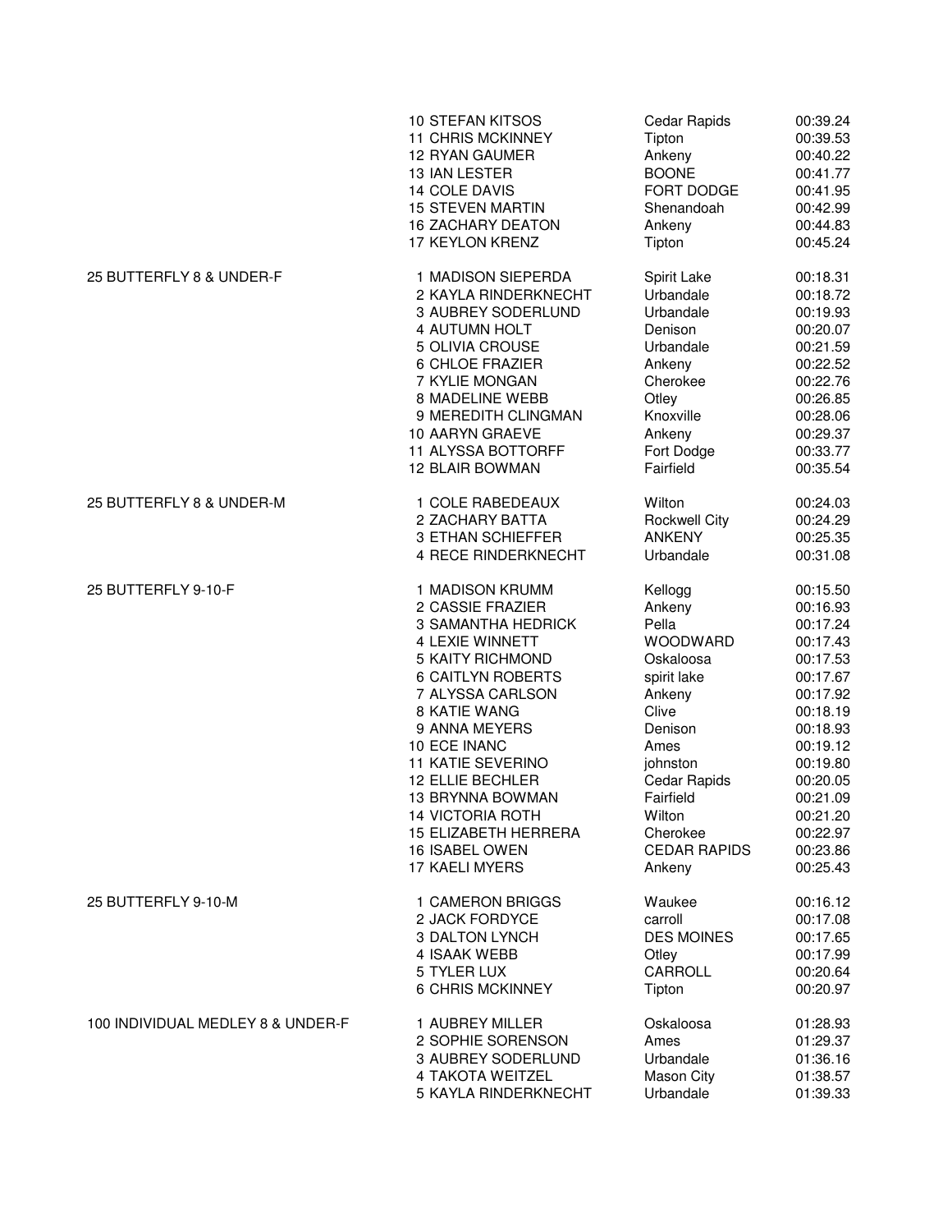| Event | Place | Name | Team | Time |
|---|---|---|---|---|
| | 10 | STEFAN KITSOS | Cedar Rapids | 00:39.24 |
| | 11 | CHRIS MCKINNEY | Tipton | 00:39.53 |
| | 12 | RYAN GAUMER | Ankeny | 00:40.22 |
| | 13 | IAN LESTER | BOONE | 00:41.77 |
| | 14 | COLE DAVIS | FORT DODGE | 00:41.95 |
| | 15 | STEVEN MARTIN | Shenandoah | 00:42.99 |
| | 16 | ZACHARY DEATON | Ankeny | 00:44.83 |
| | 17 | KEYLON KRENZ | Tipton | 00:45.24 |
| 25 BUTTERFLY 8 & UNDER-F | 1 | MADISON SIEPERDA | Spirit Lake | 00:18.31 |
| | 2 | KAYLA RINDERKNECHT | Urbandale | 00:18.72 |
| | 3 | AUBREY SODERLUND | Urbandale | 00:19.93 |
| | 4 | AUTUMN HOLT | Denison | 00:20.07 |
| | 5 | OLIVIA CROUSE | Urbandale | 00:21.59 |
| | 6 | CHLOE FRAZIER | Ankeny | 00:22.52 |
| | 7 | KYLIE MONGAN | Cherokee | 00:22.76 |
| | 8 | MADELINE WEBB | Otley | 00:26.85 |
| | 9 | MEREDITH CLINGMAN | Knoxville | 00:28.06 |
| | 10 | AARYN GRAEVE | Ankeny | 00:29.37 |
| | 11 | ALYSSA BOTTORFF | Fort Dodge | 00:33.77 |
| | 12 | BLAIR BOWMAN | Fairfield | 00:35.54 |
| 25 BUTTERFLY 8 & UNDER-M | 1 | COLE RABEDEAUX | Wilton | 00:24.03 |
| | 2 | ZACHARY BATTA | Rockwell City | 00:24.29 |
| | 3 | ETHAN SCHIEFFER | ANKENY | 00:25.35 |
| | 4 | RECE RINDERKNECHT | Urbandale | 00:31.08 |
| 25 BUTTERFLY 9-10-F | 1 | MADISON KRUMM | Kellogg | 00:15.50 |
| | 2 | CASSIE FRAZIER | Ankeny | 00:16.93 |
| | 3 | SAMANTHA HEDRICK | Pella | 00:17.24 |
| | 4 | LEXIE WINNETT | WOODWARD | 00:17.43 |
| | 5 | KAITY RICHMOND | Oskaloosa | 00:17.53 |
| | 6 | CAITLYN ROBERTS | spirit lake | 00:17.67 |
| | 7 | ALYSSA CARLSON | Ankeny | 00:17.92 |
| | 8 | KATIE WANG | Clive | 00:18.19 |
| | 9 | ANNA MEYERS | Denison | 00:18.93 |
| | 10 | ECE INANC | Ames | 00:19.12 |
| | 11 | KATIE SEVERINO | johnston | 00:19.80 |
| | 12 | ELLIE BECHLER | Cedar Rapids | 00:20.05 |
| | 13 | BRYNNA BOWMAN | Fairfield | 00:21.09 |
| | 14 | VICTORIA ROTH | Wilton | 00:21.20 |
| | 15 | ELIZABETH HERRERA | Cherokee | 00:22.97 |
| | 16 | ISABEL OWEN | CEDAR RAPIDS | 00:23.86 |
| | 17 | KAELI MYERS | Ankeny | 00:25.43 |
| 25 BUTTERFLY 9-10-M | 1 | CAMERON BRIGGS | Waukee | 00:16.12 |
| | 2 | JACK FORDYCE | carroll | 00:17.08 |
| | 3 | DALTON LYNCH | DES MOINES | 00:17.65 |
| | 4 | ISAAK WEBB | Otley | 00:17.99 |
| | 5 | TYLER LUX | CARROLL | 00:20.64 |
| | 6 | CHRIS MCKINNEY | Tipton | 00:20.97 |
| 100 INDIVIDUAL MEDLEY 8 & UNDER-F | 1 | AUBREY MILLER | Oskaloosa | 01:28.93 |
| | 2 | SOPHIE SORENSON | Ames | 01:29.37 |
| | 3 | AUBREY SODERLUND | Urbandale | 01:36.16 |
| | 4 | TAKOTA WEITZEL | Mason City | 01:38.57 |
| | 5 | KAYLA RINDERKNECHT | Urbandale | 01:39.33 |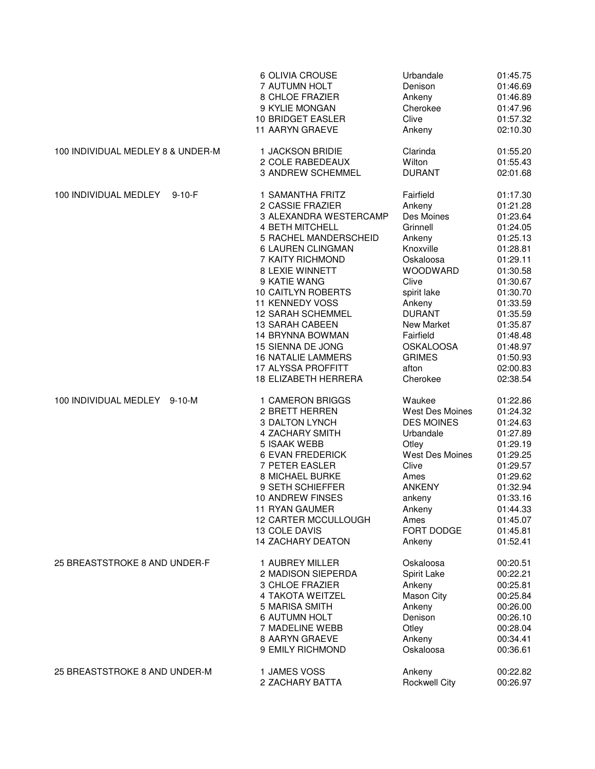| Event | Place | Name | City | Time |
|---|---|---|---|---|
| | 6 | OLIVIA CROUSE | Urbandale | 01:45.75 |
| | 7 | AUTUMN HOLT | Denison | 01:46.69 |
| | 8 | CHLOE FRAZIER | Ankeny | 01:46.89 |
| | 9 | KYLIE MONGAN | Cherokee | 01:47.96 |
| | 10 | BRIDGET EASLER | Clive | 01:57.32 |
| | 11 | AARYN GRAEVE | Ankeny | 02:10.30 |
| 100 INDIVIDUAL MEDLEY 8 & UNDER-M | 1 | JACKSON BRIDIE | Clarinda | 01:55.20 |
| | 2 | COLE RABEDEAUX | Wilton | 01:55.43 |
| | 3 | ANDREW SCHEMMEL | DURANT | 02:01.68 |
| 100 INDIVIDUAL MEDLEY 9-10-F | 1 | SAMANTHA FRITZ | Fairfield | 01:17.30 |
| | 2 | CASSIE FRAZIER | Ankeny | 01:21.28 |
| | 3 | ALEXANDRA WESTERCAMP | Des Moines | 01:23.64 |
| | 4 | BETH MITCHELL | Grinnell | 01:24.05 |
| | 5 | RACHEL MANDERSCHEID | Ankeny | 01:25.13 |
| | 6 | LAUREN CLINGMAN | Knoxville | 01:28.81 |
| | 7 | KAITY RICHMOND | Oskaloosa | 01:29.11 |
| | 8 | LEXIE WINNETT | WOODWARD | 01:30.58 |
| | 9 | KATIE WANG | Clive | 01:30.67 |
| | 10 | CAITLYN ROBERTS | spirit lake | 01:30.70 |
| | 11 | KENNEDY VOSS | Ankeny | 01:33.59 |
| | 12 | SARAH SCHEMMEL | DURANT | 01:35.59 |
| | 13 | SARAH CABEEN | New Market | 01:35.87 |
| | 14 | BRYNNA BOWMAN | Fairfield | 01:48.48 |
| | 15 | SIENNA DE JONG | OSKALOOSA | 01:48.97 |
| | 16 | NATALIE LAMMERS | GRIMES | 01:50.93 |
| | 17 | ALYSSA PROFFITT | afton | 02:00.83 |
| | 18 | ELIZABETH HERRERA | Cherokee | 02:38.54 |
| 100 INDIVIDUAL MEDLEY 9-10-M | 1 | CAMERON BRIGGS | Waukee | 01:22.86 |
| | 2 | BRETT HERREN | West Des Moines | 01:24.32 |
| | 3 | DALTON LYNCH | DES MOINES | 01:24.63 |
| | 4 | ZACHARY SMITH | Urbandale | 01:27.89 |
| | 5 | ISAAK WEBB | Otley | 01:29.19 |
| | 6 | EVAN FREDERICK | West Des Moines | 01:29.25 |
| | 7 | PETER EASLER | Clive | 01:29.57 |
| | 8 | MICHAEL BURKE | Ames | 01:29.62 |
| | 9 | SETH SCHIEFFER | ANKENY | 01:32.94 |
| | 10 | ANDREW FINSES | ankeny | 01:33.16 |
| | 11 | RYAN GAUMER | Ankeny | 01:44.33 |
| | 12 | CARTER MCCULLOUGH | Ames | 01:45.07 |
| | 13 | COLE DAVIS | FORT DODGE | 01:45.81 |
| | 14 | ZACHARY DEATON | Ankeny | 01:52.41 |
| 25 BREASTSTROKE 8 AND UNDER-F | 1 | AUBREY MILLER | Oskaloosa | 00:20.51 |
| | 2 | MADISON SIEPERDA | Spirit Lake | 00:22.21 |
| | 3 | CHLOE FRAZIER | Ankeny | 00:25.81 |
| | 4 | TAKOTA WEITZEL | Mason City | 00:25.84 |
| | 5 | MARISA SMITH | Ankeny | 00:26.00 |
| | 6 | AUTUMN HOLT | Denison | 00:26.10 |
| | 7 | MADELINE WEBB | Otley | 00:28.04 |
| | 8 | AARYN GRAEVE | Ankeny | 00:34.41 |
| | 9 | EMILY RICHMOND | Oskaloosa | 00:36.61 |
| 25 BREASTSTROKE 8 AND UNDER-M | 1 | JAMES VOSS | Ankeny | 00:22.82 |
| | 2 | ZACHARY BATTA | Rockwell City | 00:26.97 |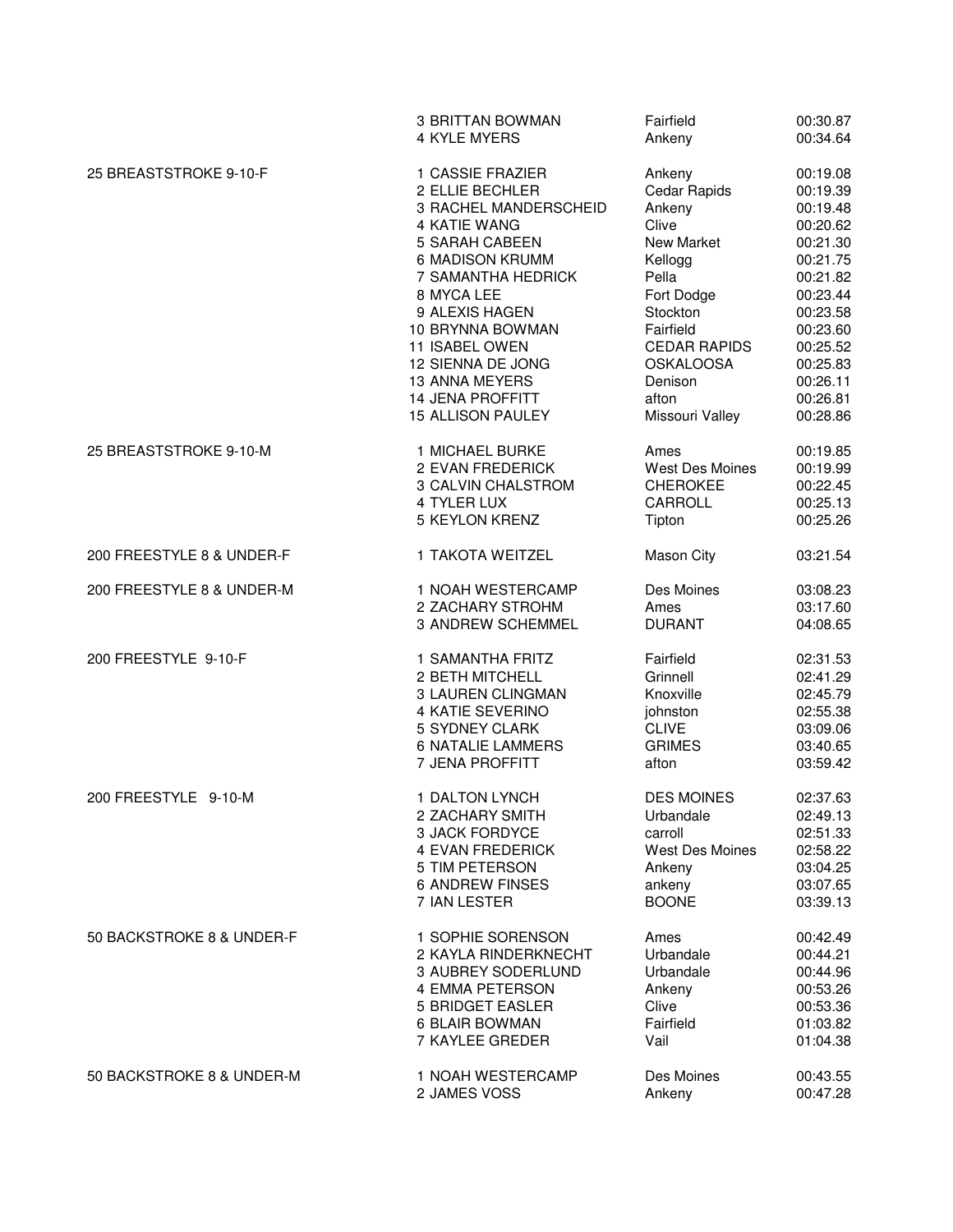| Event | Place | Name | City | Time |
|---|---|---|---|---|
| | 3 | BRITTAN BOWMAN | Fairfield | 00:30.87 |
| | 4 | KYLE MYERS | Ankeny | 00:34.64 |
| 25 BREASTSTROKE 9-10-F | 1 | CASSIE FRAZIER | Ankeny | 00:19.08 |
| | 2 | ELLIE BECHLER | Cedar Rapids | 00:19.39 |
| | 3 | RACHEL MANDERSCHEID | Ankeny | 00:19.48 |
| | 4 | KATIE WANG | Clive | 00:20.62 |
| | 5 | SARAH CABEEN | New Market | 00:21.30 |
| | 6 | MADISON KRUMM | Kellogg | 00:21.75 |
| | 7 | SAMANTHA HEDRICK | Pella | 00:21.82 |
| | 8 | MYCA LEE | Fort Dodge | 00:23.44 |
| | 9 | ALEXIS HAGEN | Stockton | 00:23.58 |
| | 10 | BRYNNA BOWMAN | Fairfield | 00:23.60 |
| | 11 | ISABEL OWEN | CEDAR RAPIDS | 00:25.52 |
| | 12 | SIENNA DE JONG | OSKALOOSA | 00:25.83 |
| | 13 | ANNA MEYERS | Denison | 00:26.11 |
| | 14 | JENA PROFFITT | afton | 00:26.81 |
| | 15 | ALLISON PAULEY | Missouri Valley | 00:28.86 |
| 25 BREASTSTROKE 9-10-M | 1 | MICHAEL BURKE | Ames | 00:19.85 |
| | 2 | EVAN FREDERICK | West Des Moines | 00:19.99 |
| | 3 | CALVIN CHALSTROM | CHEROKEE | 00:22.45 |
| | 4 | TYLER LUX | CARROLL | 00:25.13 |
| | 5 | KEYLON KRENZ | Tipton | 00:25.26 |
| 200 FREESTYLE 8 & UNDER-F | 1 | TAKOTA WEITZEL | Mason City | 03:21.54 |
| 200 FREESTYLE 8 & UNDER-M | 1 | NOAH WESTERCAMP | Des Moines | 03:08.23 |
| | 2 | ZACHARY STROHM | Ames | 03:17.60 |
| | 3 | ANDREW SCHEMMEL | DURANT | 04:08.65 |
| 200 FREESTYLE 9-10-F | 1 | SAMANTHA FRITZ | Fairfield | 02:31.53 |
| | 2 | BETH MITCHELL | Grinnell | 02:41.29 |
| | 3 | LAUREN CLINGMAN | Knoxville | 02:45.79 |
| | 4 | KATIE SEVERINO | johnston | 02:55.38 |
| | 5 | SYDNEY CLARK | CLIVE | 03:09.06 |
| | 6 | NATALIE LAMMERS | GRIMES | 03:40.65 |
| | 7 | JENA PROFFITT | afton | 03:59.42 |
| 200 FREESTYLE 9-10-M | 1 | DALTON LYNCH | DES MOINES | 02:37.63 |
| | 2 | ZACHARY SMITH | Urbandale | 02:49.13 |
| | 3 | JACK FORDYCE | carroll | 02:51.33 |
| | 4 | EVAN FREDERICK | West Des Moines | 02:58.22 |
| | 5 | TIM PETERSON | Ankeny | 03:04.25 |
| | 6 | ANDREW FINSES | ankeny | 03:07.65 |
| | 7 | IAN LESTER | BOONE | 03:39.13 |
| 50 BACKSTROKE 8 & UNDER-F | 1 | SOPHIE SORENSON | Ames | 00:42.49 |
| | 2 | KAYLA RINDERKNECHT | Urbandale | 00:44.21 |
| | 3 | AUBREY SODERLUND | Urbandale | 00:44.96 |
| | 4 | EMMA PETERSON | Ankeny | 00:53.26 |
| | 5 | BRIDGET EASLER | Clive | 00:53.36 |
| | 6 | BLAIR BOWMAN | Fairfield | 01:03.82 |
| | 7 | KAYLEE GREDER | Vail | 01:04.38 |
| 50 BACKSTROKE 8 & UNDER-M | 1 | NOAH WESTERCAMP | Des Moines | 00:43.55 |
| | 2 | JAMES VOSS | Ankeny | 00:47.28 |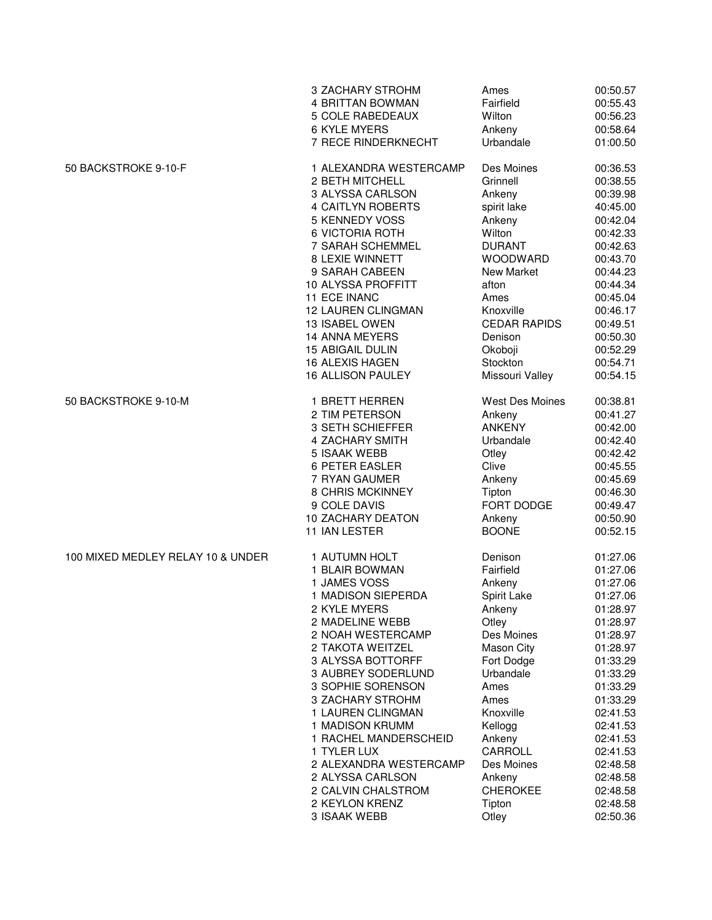| Event | Place | Name | City | Time |
|---|---|---|---|---|
| | 3 | ZACHARY STROHM | Ames | 00:50.57 |
| | 4 | BRITTAN BOWMAN | Fairfield | 00:55.43 |
| | 5 | COLE RABEDEAUX | Wilton | 00:56.23 |
| | 6 | KYLE MYERS | Ankeny | 00:58.64 |
| | 7 | RECE RINDERKNECHT | Urbandale | 01:00.50 |
| 50 BACKSTROKE 9-10-F | 1 | ALEXANDRA WESTERCAMP | Des Moines | 00:36.53 |
| | 2 | BETH MITCHELL | Grinnell | 00:38.55 |
| | 3 | ALYSSA CARLSON | Ankeny | 00:39.98 |
| | 4 | CAITLYN ROBERTS | spirit lake | 40:45.00 |
| | 5 | KENNEDY VOSS | Ankeny | 00:42.04 |
| | 6 | VICTORIA ROTH | Wilton | 00:42.33 |
| | 7 | SARAH SCHEMMEL | DURANT | 00:42.63 |
| | 8 | LEXIE WINNETT | WOODWARD | 00:43.70 |
| | 9 | SARAH CABEEN | New Market | 00:44.23 |
| | 10 | ALYSSA PROFFITT | afton | 00:44.34 |
| | 11 | ECE INANC | Ames | 00:45.04 |
| | 12 | LAUREN CLINGMAN | Knoxville | 00:46.17 |
| | 13 | ISABEL OWEN | CEDAR RAPIDS | 00:49.51 |
| | 14 | ANNA MEYERS | Denison | 00:50.30 |
| | 15 | ABIGAIL DULIN | Okoboji | 00:52.29 |
| | 16 | ALEXIS HAGEN | Stockton | 00:54.71 |
| | 16 | ALLISON PAULEY | Missouri Valley | 00:54.15 |
| 50 BACKSTROKE 9-10-M | 1 | BRETT HERREN | West Des Moines | 00:38.81 |
| | 2 | TIM PETERSON | Ankeny | 00:41.27 |
| | 3 | SETH SCHIEFFER | ANKENY | 00:42.00 |
| | 4 | ZACHARY SMITH | Urbandale | 00:42.40 |
| | 5 | ISAAK WEBB | Otley | 00:42.42 |
| | 6 | PETER EASLER | Clive | 00:45.55 |
| | 7 | RYAN GAUMER | Ankeny | 00:45.69 |
| | 8 | CHRIS MCKINNEY | Tipton | 00:46.30 |
| | 9 | COLE DAVIS | FORT DODGE | 00:49.47 |
| | 10 | ZACHARY DEATON | Ankeny | 00:50.90 |
| | 11 | IAN LESTER | BOONE | 00:52.15 |
| 100 MIXED MEDLEY RELAY 10 & UNDER | 1 | AUTUMN HOLT | Denison | 01:27.06 |
| | 1 | BLAIR BOWMAN | Fairfield | 01:27.06 |
| | 1 | JAMES VOSS | Ankeny | 01:27.06 |
| | 1 | MADISON SIEPERDA | Spirit Lake | 01:27.06 |
| | 2 | KYLE MYERS | Ankeny | 01:28.97 |
| | 2 | MADELINE WEBB | Otley | 01:28.97 |
| | 2 | NOAH WESTERCAMP | Des Moines | 01:28.97 |
| | 2 | TAKOTA WEITZEL | Mason City | 01:28.97 |
| | 3 | ALYSSA BOTTORFF | Fort Dodge | 01:33.29 |
| | 3 | AUBREY SODERLUND | Urbandale | 01:33.29 |
| | 3 | SOPHIE SORENSON | Ames | 01:33.29 |
| | 3 | ZACHARY STROHM | Ames | 01:33.29 |
| | 1 | LAUREN CLINGMAN | Knoxville | 02:41.53 |
| | 1 | MADISON KRUMM | Kellogg | 02:41.53 |
| | 1 | RACHEL MANDERSCHEID | Ankeny | 02:41.53 |
| | 1 | TYLER LUX | CARROLL | 02:41.53 |
| | 2 | ALEXANDRA WESTERCAMP | Des Moines | 02:48.58 |
| | 2 | ALYSSA CARLSON | Ankeny | 02:48.58 |
| | 2 | CALVIN CHALSTROM | CHEROKEE | 02:48.58 |
| | 2 | KEYLON KRENZ | Tipton | 02:48.58 |
| | 3 | ISAAK WEBB | Otley | 02:50.36 |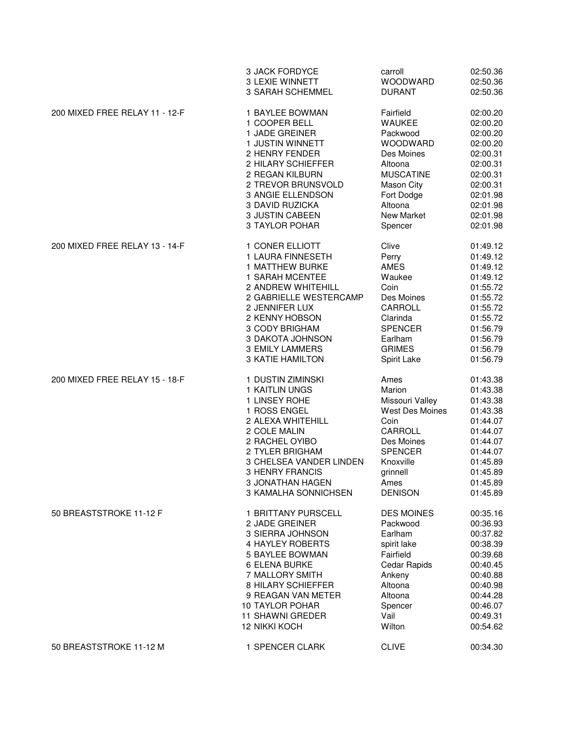| Event | Place | Name | Team | Time |
|---|---|---|---|---|
| | 3 | JACK FORDYCE | carroll | 02:50.36 |
| | 3 | LEXIE WINNETT | WOODWARD | 02:50.36 |
| | 3 | SARAH SCHEMMEL | DURANT | 02:50.36 |
| 200 MIXED FREE RELAY 11 - 12-F | 1 | BAYLEE BOWMAN | Fairfield | 02:00.20 |
| | 1 | COOPER BELL | WAUKEE | 02:00.20 |
| | 1 | JADE GREINER | Packwood | 02:00.20 |
| | 1 | JUSTIN WINNETT | WOODWARD | 02:00.20 |
| | 2 | HENRY FENDER | Des Moines | 02:00.31 |
| | 2 | HILARY SCHIEFFER | Altoona | 02:00.31 |
| | 2 | REGAN KILBURN | MUSCATINE | 02:00.31 |
| | 2 | TREVOR BRUNSVOLD | Mason City | 02:00.31 |
| | 3 | ANGIE ELLENDSON | Fort Dodge | 02:01.98 |
| | 3 | DAVID RUZICKA | Altoona | 02:01.98 |
| | 3 | JUSTIN CABEEN | New Market | 02:01.98 |
| | 3 | TAYLOR POHAR | Spencer | 02:01.98 |
| 200 MIXED FREE RELAY 13 - 14-F | 1 | CONER ELLIOTT | Clive | 01:49.12 |
| | 1 | LAURA FINNESETH | Perry | 01:49.12 |
| | 1 | MATTHEW BURKE | AMES | 01:49.12 |
| | 1 | SARAH MCENTEE | Waukee | 01:49.12 |
| | 2 | ANDREW WHITEHILL | Coin | 01:55.72 |
| | 2 | GABRIELLE WESTERCAMP | Des Moines | 01:55.72 |
| | 2 | JENNIFER LUX | CARROLL | 01:55.72 |
| | 2 | KENNY HOBSON | Clarinda | 01:55.72 |
| | 3 | CODY BRIGHAM | SPENCER | 01:56.79 |
| | 3 | DAKOTA JOHNSON | Earlham | 01:56.79 |
| | 3 | EMILY LAMMERS | GRIMES | 01:56.79 |
| | 3 | KATIE HAMILTON | Spirit Lake | 01:56.79 |
| 200 MIXED FREE RELAY 15 - 18-F | 1 | DUSTIN ZIMINSKI | Ames | 01:43.38 |
| | 1 | KAITLIN UNGS | Marion | 01:43.38 |
| | 1 | LINSEY ROHE | Missouri Valley | 01:43.38 |
| | 1 | ROSS ENGEL | West Des Moines | 01:43.38 |
| | 2 | ALEXA WHITEHILL | Coin | 01:44.07 |
| | 2 | COLE MALIN | CARROLL | 01:44.07 |
| | 2 | RACHEL OYIBO | Des Moines | 01:44.07 |
| | 2 | TYLER BRIGHAM | SPENCER | 01:44.07 |
| | 3 | CHELSEA VANDER LINDEN | Knoxville | 01:45.89 |
| | 3 | HENRY FRANCIS | grinnell | 01:45.89 |
| | 3 | JONATHAN HAGEN | Ames | 01:45.89 |
| | 3 | KAMALHA SONNICHSEN | DENISON | 01:45.89 |
| 50 BREASTSTROKE 11-12 F | 1 | BRITTANY PURSCELL | DES MOINES | 00:35.16 |
| | 2 | JADE GREINER | Packwood | 00:36.93 |
| | 3 | SIERRA JOHNSON | Earlham | 00:37.82 |
| | 4 | HAYLEY ROBERTS | spirit lake | 00:38.39 |
| | 5 | BAYLEE BOWMAN | Fairfield | 00:39.68 |
| | 6 | ELENA BURKE | Cedar Rapids | 00:40.45 |
| | 7 | MALLORY SMITH | Ankeny | 00:40.88 |
| | 8 | HILARY SCHIEFFER | Altoona | 00:40.98 |
| | 9 | REAGAN VAN METER | Altoona | 00:44.28 |
| | 10 | TAYLOR POHAR | Spencer | 00:46.07 |
| | 11 | SHAWNI GREDER | Vail | 00:49.31 |
| | 12 | NIKKI KOCH | Wilton | 00:54.62 |
| 50 BREASTSTROKE 11-12 M | 1 | SPENCER CLARK | CLIVE | 00:34.30 |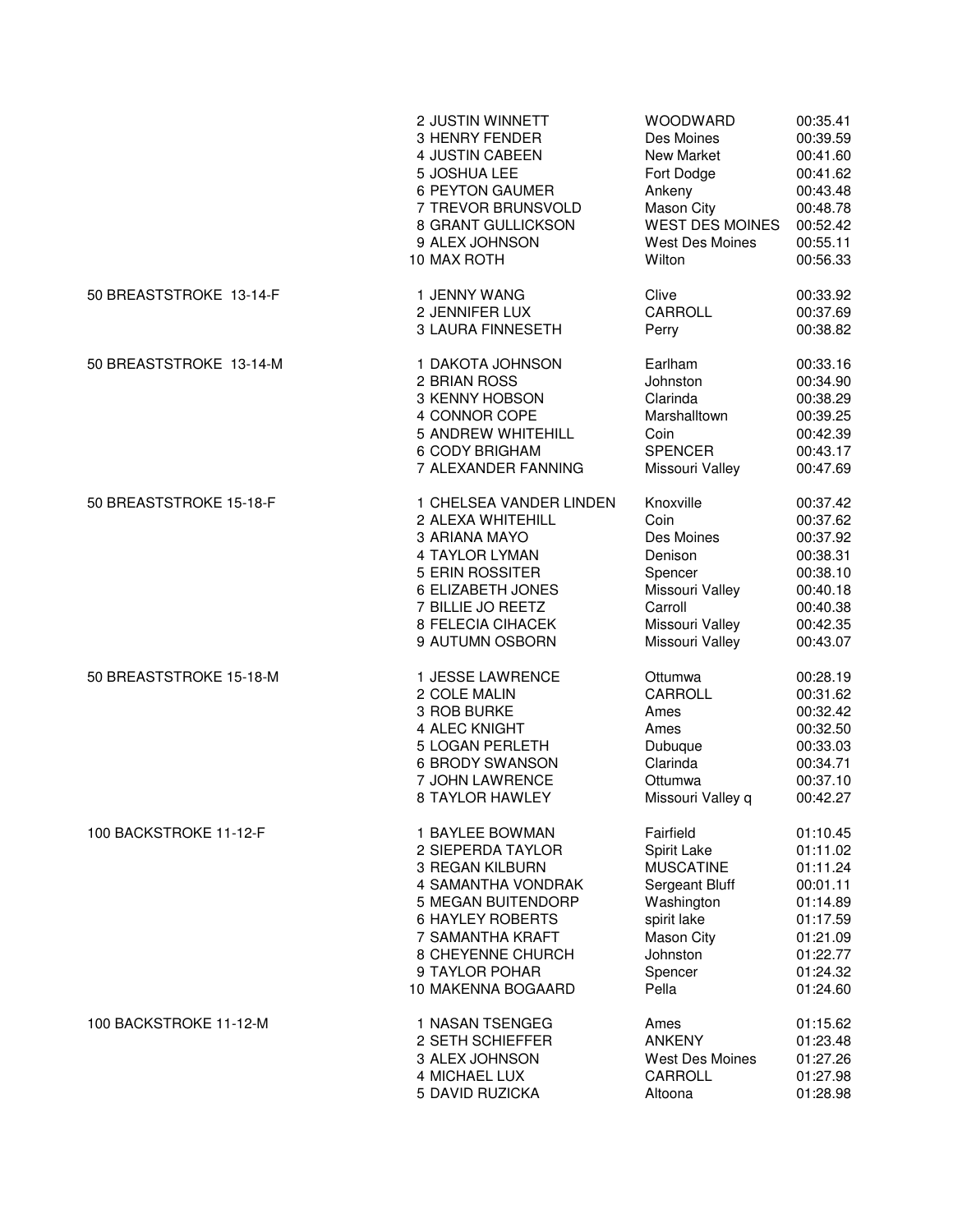| Event | Place | Name | Team | Time |
|---|---|---|---|---|
| | 2 | JUSTIN WINNETT | WOODWARD | 00:35.41 |
| | 3 | HENRY FENDER | Des Moines | 00:39.59 |
| | 4 | JUSTIN CABEEN | New Market | 00:41.60 |
| | 5 | JOSHUA LEE | Fort Dodge | 00:41.62 |
| | 6 | PEYTON GAUMER | Ankeny | 00:43.48 |
| | 7 | TREVOR BRUNSVOLD | Mason City | 00:48.78 |
| | 8 | GRANT GULLICKSON | WEST DES MOINES | 00:52.42 |
| | 9 | ALEX JOHNSON | West Des Moines | 00:55.11 |
| | 10 | MAX ROTH | Wilton | 00:56.33 |
| 50 BREASTSTROKE 13-14-F | 1 | JENNY WANG | Clive | 00:33.92 |
| | 2 | JENNIFER LUX | CARROLL | 00:37.69 |
| | 3 | LAURA FINNESETH | Perry | 00:38.82 |
| 50 BREASTSTROKE 13-14-M | 1 | DAKOTA JOHNSON | Earlham | 00:33.16 |
| | 2 | BRIAN ROSS | Johnston | 00:34.90 |
| | 3 | KENNY HOBSON | Clarinda | 00:38.29 |
| | 4 | CONNOR COPE | Marshalltown | 00:39.25 |
| | 5 | ANDREW WHITEHILL | Coin | 00:42.39 |
| | 6 | CODY BRIGHAM | SPENCER | 00:43.17 |
| | 7 | ALEXANDER FANNING | Missouri Valley | 00:47.69 |
| 50 BREASTSTROKE 15-18-F | 1 | CHELSEA VANDER LINDEN | Knoxville | 00:37.42 |
| | 2 | ALEXA WHITEHILL | Coin | 00:37.62 |
| | 3 | ARIANA MAYO | Des Moines | 00:37.92 |
| | 4 | TAYLOR LYMAN | Denison | 00:38.31 |
| | 5 | ERIN ROSSITER | Spencer | 00:38.10 |
| | 6 | ELIZABETH JONES | Missouri Valley | 00:40.18 |
| | 7 | BILLIE JO REETZ | Carroll | 00:40.38 |
| | 8 | FELECIA CIHACEK | Missouri Valley | 00:42.35 |
| | 9 | AUTUMN OSBORN | Missouri Valley | 00:43.07 |
| 50 BREASTSTROKE 15-18-M | 1 | JESSE LAWRENCE | Ottumwa | 00:28.19 |
| | 2 | COLE MALIN | CARROLL | 00:31.62 |
| | 3 | ROB BURKE | Ames | 00:32.42 |
| | 4 | ALEC KNIGHT | Ames | 00:32.50 |
| | 5 | LOGAN PERLETH | Dubuque | 00:33.03 |
| | 6 | BRODY SWANSON | Clarinda | 00:34.71 |
| | 7 | JOHN LAWRENCE | Ottumwa | 00:37.10 |
| | 8 | TAYLOR HAWLEY | Missouri Valley q | 00:42.27 |
| 100 BACKSTROKE 11-12-F | 1 | BAYLEE BOWMAN | Fairfield | 01:10.45 |
| | 2 | SIEPERDA TAYLOR | Spirit Lake | 01:11.02 |
| | 3 | REGAN KILBURN | MUSCATINE | 01:11.24 |
| | 4 | SAMANTHA VONDRAK | Sergeant Bluff | 00:01.11 |
| | 5 | MEGAN BUITENDORP | Washington | 01:14.89 |
| | 6 | HAYLEY ROBERTS | spirit lake | 01:17.59 |
| | 7 | SAMANTHA KRAFT | Mason City | 01:21.09 |
| | 8 | CHEYENNE CHURCH | Johnston | 01:22.77 |
| | 9 | TAYLOR POHAR | Spencer | 01:24.32 |
| | 10 | MAKENNA BOGAARD | Pella | 01:24.60 |
| 100 BACKSTROKE 11-12-M | 1 | NASAN TSENGEG | Ames | 01:15.62 |
| | 2 | SETH SCHIEFFER | ANKENY | 01:23.48 |
| | 3 | ALEX JOHNSON | West Des Moines | 01:27.26 |
| | 4 | MICHAEL LUX | CARROLL | 01:27.98 |
| | 5 | DAVID RUZICKA | Altoona | 01:28.98 |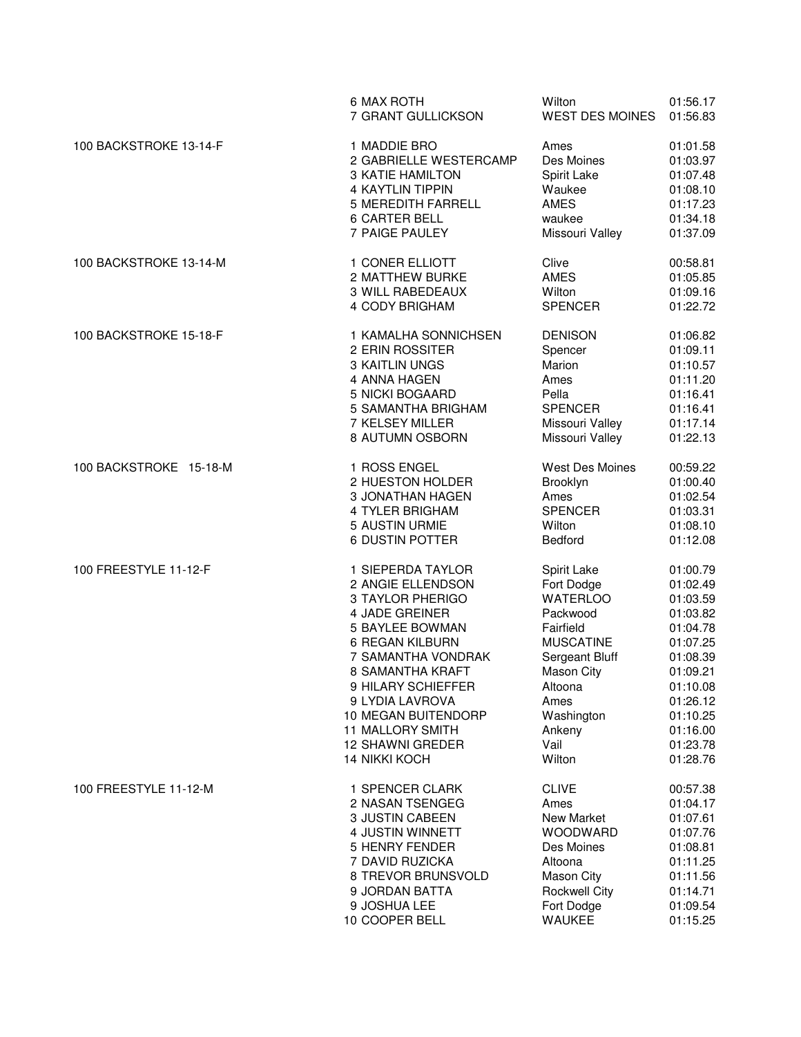| Event | Place | Name | Team | Time |
|---|---|---|---|---|
| | 6 | MAX ROTH | Wilton | 01:56.17 |
| | 7 | GRANT GULLICKSON | WEST DES MOINES | 01:56.83 |
| 100 BACKSTROKE 13-14-F | 1 | MADDIE BRO | Ames | 01:01.58 |
| | 2 | GABRIELLE WESTERCAMP | Des Moines | 01:03.97 |
| | 3 | KATIE HAMILTON | Spirit Lake | 01:07.48 |
| | 4 | KAYTLIN TIPPIN | Waukee | 01:08.10 |
| | 5 | MEREDITH FARRELL | AMES | 01:17.23 |
| | 6 | CARTER BELL | waukee | 01:34.18 |
| | 7 | PAIGE PAULEY | Missouri Valley | 01:37.09 |
| 100 BACKSTROKE 13-14-M | 1 | CONER ELLIOTT | Clive | 00:58.81 |
| | 2 | MATTHEW BURKE | AMES | 01:05.85 |
| | 3 | WILL RABEDEAUX | Wilton | 01:09.16 |
| | 4 | CODY BRIGHAM | SPENCER | 01:22.72 |
| 100 BACKSTROKE 15-18-F | 1 | KAMALHA SONNICHSEN | DENISON | 01:06.82 |
| | 2 | ERIN ROSSITER | Spencer | 01:09.11 |
| | 3 | KAITLIN UNGS | Marion | 01:10.57 |
| | 4 | ANNA HAGEN | Ames | 01:11.20 |
| | 5 | NICKI BOGAARD | Pella | 01:16.41 |
| | 5 | SAMANTHA BRIGHAM | SPENCER | 01:16.41 |
| | 7 | KELSEY MILLER | Missouri Valley | 01:17.14 |
| | 8 | AUTUMN OSBORN | Missouri Valley | 01:22.13 |
| 100 BACKSTROKE 15-18-M | 1 | ROSS ENGEL | West Des Moines | 00:59.22 |
| | 2 | HUESTON HOLDER | Brooklyn | 01:00.40 |
| | 3 | JONATHAN HAGEN | Ames | 01:02.54 |
| | 4 | TYLER BRIGHAM | SPENCER | 01:03.31 |
| | 5 | AUSTIN URMIE | Wilton | 01:08.10 |
| | 6 | DUSTIN POTTER | Bedford | 01:12.08 |
| 100 FREESTYLE 11-12-F | 1 | SIEPERDA TAYLOR | Spirit Lake | 01:00.79 |
| | 2 | ANGIE ELLENDSON | Fort Dodge | 01:02.49 |
| | 3 | TAYLOR PHERIGO | WATERLOO | 01:03.59 |
| | 4 | JADE GREINER | Packwood | 01:03.82 |
| | 5 | BAYLEE BOWMAN | Fairfield | 01:04.78 |
| | 6 | REGAN KILBURN | MUSCATINE | 01:07.25 |
| | 7 | SAMANTHA VONDRAK | Sergeant Bluff | 01:08.39 |
| | 8 | SAMANTHA KRAFT | Mason City | 01:09.21 |
| | 9 | HILARY SCHIEFFER | Altoona | 01:10.08 |
| | 9 | LYDIA LAVROVA | Ames | 01:26.12 |
| | 10 | MEGAN BUITENDORP | Washington | 01:10.25 |
| | 11 | MALLORY SMITH | Ankeny | 01:16.00 |
| | 12 | SHAWNI GREDER | Vail | 01:23.78 |
| | 14 | NIKKI KOCH | Wilton | 01:28.76 |
| 100 FREESTYLE 11-12-M | 1 | SPENCER CLARK | CLIVE | 00:57.38 |
| | 2 | NASAN TSENGEG | Ames | 01:04.17 |
| | 3 | JUSTIN CABEEN | New Market | 01:07.61 |
| | 4 | JUSTIN WINNETT | WOODWARD | 01:07.76 |
| | 5 | HENRY FENDER | Des Moines | 01:08.81 |
| | 7 | DAVID RUZICKA | Altoona | 01:11.25 |
| | 8 | TREVOR BRUNSVOLD | Mason City | 01:11.56 |
| | 9 | JORDAN BATTA | Rockwell City | 01:14.71 |
| | 9 | JOSHUA LEE | Fort Dodge | 01:09.54 |
| | 10 | COOPER BELL | WAUKEE | 01:15.25 |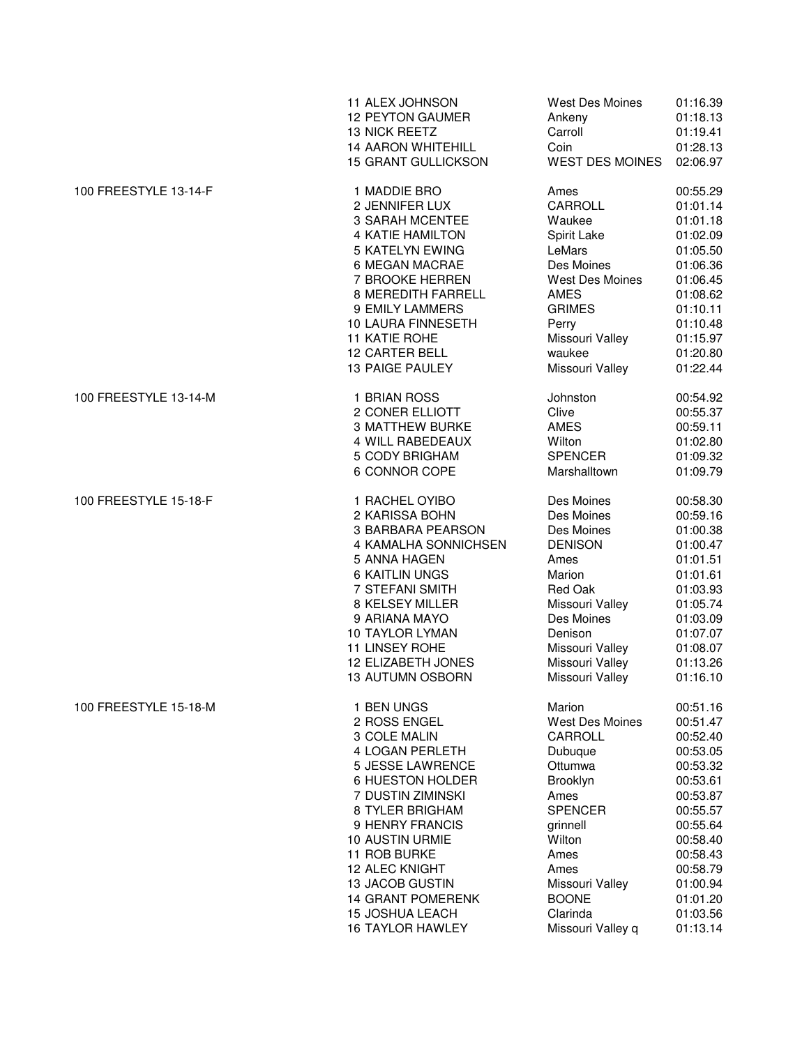| Event | Place | Name | Team | Time |
|---|---|---|---|---|
| | 11 | ALEX JOHNSON | West Des Moines | 01:16.39 |
| | 12 | PEYTON GAUMER | Ankeny | 01:18.13 |
| | 13 | NICK REETZ | Carroll | 01:19.41 |
| | 14 | AARON WHITEHILL | Coin | 01:28.13 |
| | 15 | GRANT GULLICKSON | WEST DES MOINES | 02:06.97 |
| 100 FREESTYLE 13-14-F | 1 | MADDIE BRO | Ames | 00:55.29 |
| | 2 | JENNIFER LUX | CARROLL | 01:01.14 |
| | 3 | SARAH MCENTEE | Waukee | 01:01.18 |
| | 4 | KATIE HAMILTON | Spirit Lake | 01:02.09 |
| | 5 | KATELYN EWING | LeMars | 01:05.50 |
| | 6 | MEGAN MACRAE | Des Moines | 01:06.36 |
| | 7 | BROOKE HERREN | West Des Moines | 01:06.45 |
| | 8 | MEREDITH FARRELL | AMES | 01:08.62 |
| | 9 | EMILY LAMMERS | GRIMES | 01:10.11 |
| | 10 | LAURA FINNESETH | Perry | 01:10.48 |
| | 11 | KATIE ROHE | Missouri Valley | 01:15.97 |
| | 12 | CARTER BELL | waukee | 01:20.80 |
| | 13 | PAIGE PAULEY | Missouri Valley | 01:22.44 |
| 100 FREESTYLE 13-14-M | 1 | BRIAN ROSS | Johnston | 00:54.92 |
| | 2 | CONER ELLIOTT | Clive | 00:55.37 |
| | 3 | MATTHEW BURKE | AMES | 00:59.11 |
| | 4 | WILL RABEDEAUX | Wilton | 01:02.80 |
| | 5 | CODY BRIGHAM | SPENCER | 01:09.32 |
| | 6 | CONNOR COPE | Marshalltown | 01:09.79 |
| 100 FREESTYLE 15-18-F | 1 | RACHEL OYIBO | Des Moines | 00:58.30 |
| | 2 | KARISSA BOHN | Des Moines | 00:59.16 |
| | 3 | BARBARA PEARSON | Des Moines | 01:00.38 |
| | 4 | KAMALHA SONNICHSEN | DENISON | 01:00.47 |
| | 5 | ANNA HAGEN | Ames | 01:01.51 |
| | 6 | KAITLIN UNGS | Marion | 01:01.61 |
| | 7 | STEFANI SMITH | Red Oak | 01:03.93 |
| | 8 | KELSEY MILLER | Missouri Valley | 01:05.74 |
| | 9 | ARIANA MAYO | Des Moines | 01:03.09 |
| | 10 | TAYLOR LYMAN | Denison | 01:07.07 |
| | 11 | LINSEY ROHE | Missouri Valley | 01:08.07 |
| | 12 | ELIZABETH JONES | Missouri Valley | 01:13.26 |
| | 13 | AUTUMN OSBORN | Missouri Valley | 01:16.10 |
| 100 FREESTYLE 15-18-M | 1 | BEN UNGS | Marion | 00:51.16 |
| | 2 | ROSS ENGEL | West Des Moines | 00:51.47 |
| | 3 | COLE MALIN | CARROLL | 00:52.40 |
| | 4 | LOGAN PERLETH | Dubuque | 00:53.05 |
| | 5 | JESSE LAWRENCE | Ottumwa | 00:53.32 |
| | 6 | HUESTON HOLDER | Brooklyn | 00:53.61 |
| | 7 | DUSTIN ZIMINSKI | Ames | 00:53.87 |
| | 8 | TYLER BRIGHAM | SPENCER | 00:55.57 |
| | 9 | HENRY FRANCIS | grinnell | 00:55.64 |
| | 10 | AUSTIN URMIE | Wilton | 00:58.40 |
| | 11 | ROB BURKE | Ames | 00:58.43 |
| | 12 | ALEC KNIGHT | Ames | 00:58.79 |
| | 13 | JACOB GUSTIN | Missouri Valley | 01:00.94 |
| | 14 | GRANT POMERENK | BOONE | 01:01.20 |
| | 15 | JOSHUA LEACH | Clarinda | 01:03.56 |
| | 16 | TAYLOR HAWLEY | Missouri Valley q | 01:13.14 |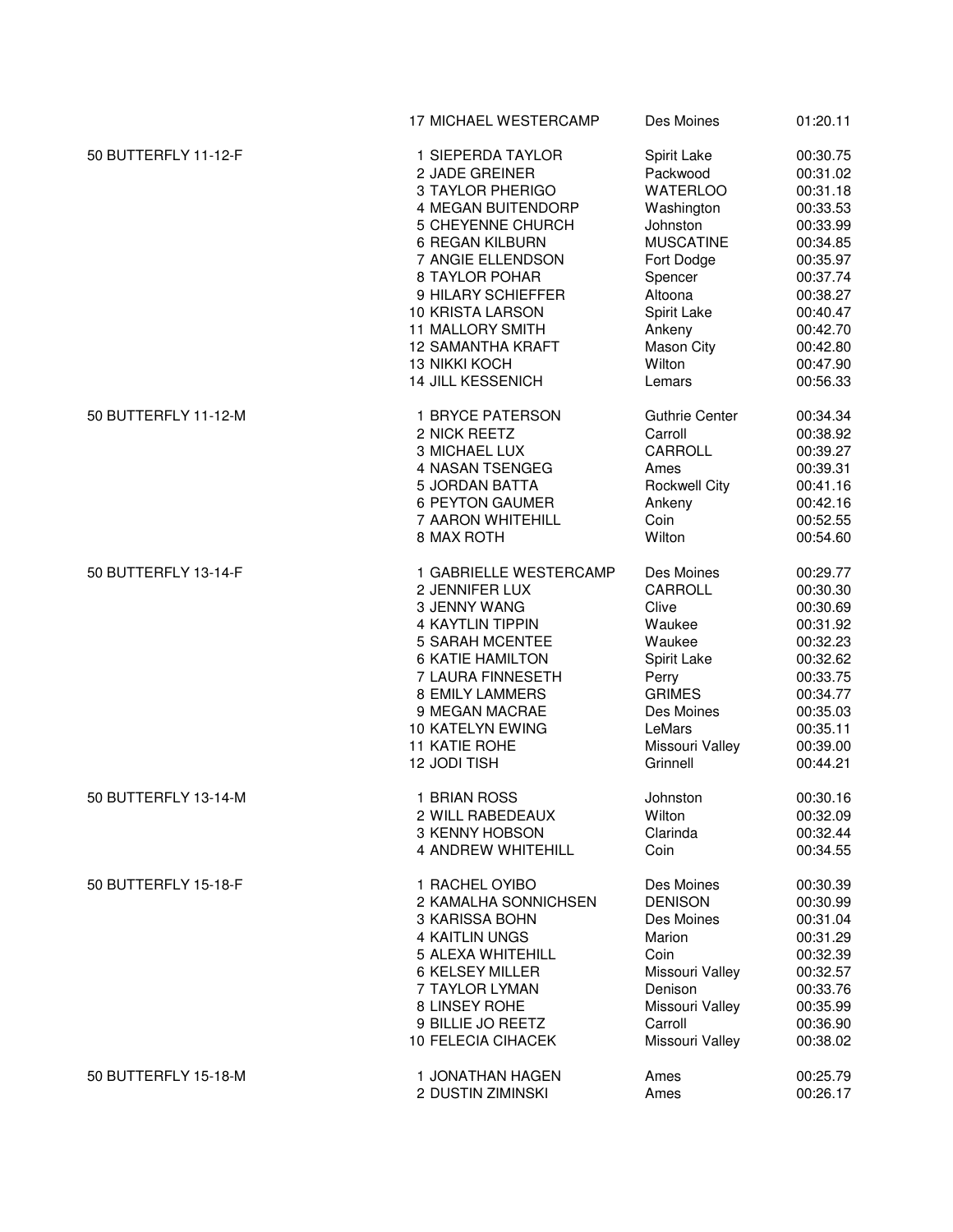| Event | Place | Name | City | Time |
|---|---|---|---|---|
| | 17 | MICHAEL WESTERCAMP | Des Moines | 01:20.11 |
| 50 BUTTERFLY 11-12-F | 1 | SIEPERDA TAYLOR | Spirit Lake | 00:30.75 |
| | 2 | JADE GREINER | Packwood | 00:31.02 |
| | 3 | TAYLOR PHERIGO | WATERLOO | 00:31.18 |
| | 4 | MEGAN BUITENDORP | Washington | 00:33.53 |
| | 5 | CHEYENNE CHURCH | Johnston | 00:33.99 |
| | 6 | REGAN KILBURN | MUSCATINE | 00:34.85 |
| | 7 | ANGIE ELLENDSON | Fort Dodge | 00:35.97 |
| | 8 | TAYLOR POHAR | Spencer | 00:37.74 |
| | 9 | HILARY SCHIEFFER | Altoona | 00:38.27 |
| | 10 | KRISTA LARSON | Spirit Lake | 00:40.47 |
| | 11 | MALLORY SMITH | Ankeny | 00:42.70 |
| | 12 | SAMANTHA KRAFT | Mason City | 00:42.80 |
| | 13 | NIKKI KOCH | Wilton | 00:47.90 |
| | 14 | JILL KESSENICH | Lemars | 00:56.33 |
| 50 BUTTERFLY 11-12-M | 1 | BRYCE PATERSON | Guthrie Center | 00:34.34 |
| | 2 | NICK REETZ | Carroll | 00:38.92 |
| | 3 | MICHAEL LUX | CARROLL | 00:39.27 |
| | 4 | NASAN TSENGEG | Ames | 00:39.31 |
| | 5 | JORDAN BATTA | Rockwell City | 00:41.16 |
| | 6 | PEYTON GAUMER | Ankeny | 00:42.16 |
| | 7 | AARON WHITEHILL | Coin | 00:52.55 |
| | 8 | MAX ROTH | Wilton | 00:54.60 |
| 50 BUTTERFLY 13-14-F | 1 | GABRIELLE WESTERCAMP | Des Moines | 00:29.77 |
| | 2 | JENNIFER LUX | CARROLL | 00:30.30 |
| | 3 | JENNY WANG | Clive | 00:30.69 |
| | 4 | KAYTLIN TIPPIN | Waukee | 00:31.92 |
| | 5 | SARAH MCENTEE | Waukee | 00:32.23 |
| | 6 | KATIE HAMILTON | Spirit Lake | 00:32.62 |
| | 7 | LAURA FINNESETH | Perry | 00:33.75 |
| | 8 | EMILY LAMMERS | GRIMES | 00:34.77 |
| | 9 | MEGAN MACRAE | Des Moines | 00:35.03 |
| | 10 | KATELYN EWING | LeMars | 00:35.11 |
| | 11 | KATIE ROHE | Missouri Valley | 00:39.00 |
| | 12 | JODI TISH | Grinnell | 00:44.21 |
| 50 BUTTERFLY 13-14-M | 1 | BRIAN ROSS | Johnston | 00:30.16 |
| | 2 | WILL RABEDEAUX | Wilton | 00:32.09 |
| | 3 | KENNY HOBSON | Clarinda | 00:32.44 |
| | 4 | ANDREW WHITEHILL | Coin | 00:34.55 |
| 50 BUTTERFLY 15-18-F | 1 | RACHEL OYIBO | Des Moines | 00:30.39 |
| | 2 | KAMALHA SONNICHSEN | DENISON | 00:30.99 |
| | 3 | KARISSA BOHN | Des Moines | 00:31.04 |
| | 4 | KAITLIN UNGS | Marion | 00:31.29 |
| | 5 | ALEXA WHITEHILL | Coin | 00:32.39 |
| | 6 | KELSEY MILLER | Missouri Valley | 00:32.57 |
| | 7 | TAYLOR LYMAN | Denison | 00:33.76 |
| | 8 | LINSEY ROHE | Missouri Valley | 00:35.99 |
| | 9 | BILLIE JO REETZ | Carroll | 00:36.90 |
| | 10 | FELECIA CIHACEK | Missouri Valley | 00:38.02 |
| 50 BUTTERFLY 15-18-M | 1 | JONATHAN HAGEN | Ames | 00:25.79 |
| | 2 | DUSTIN ZIMINSKI | Ames | 00:26.17 |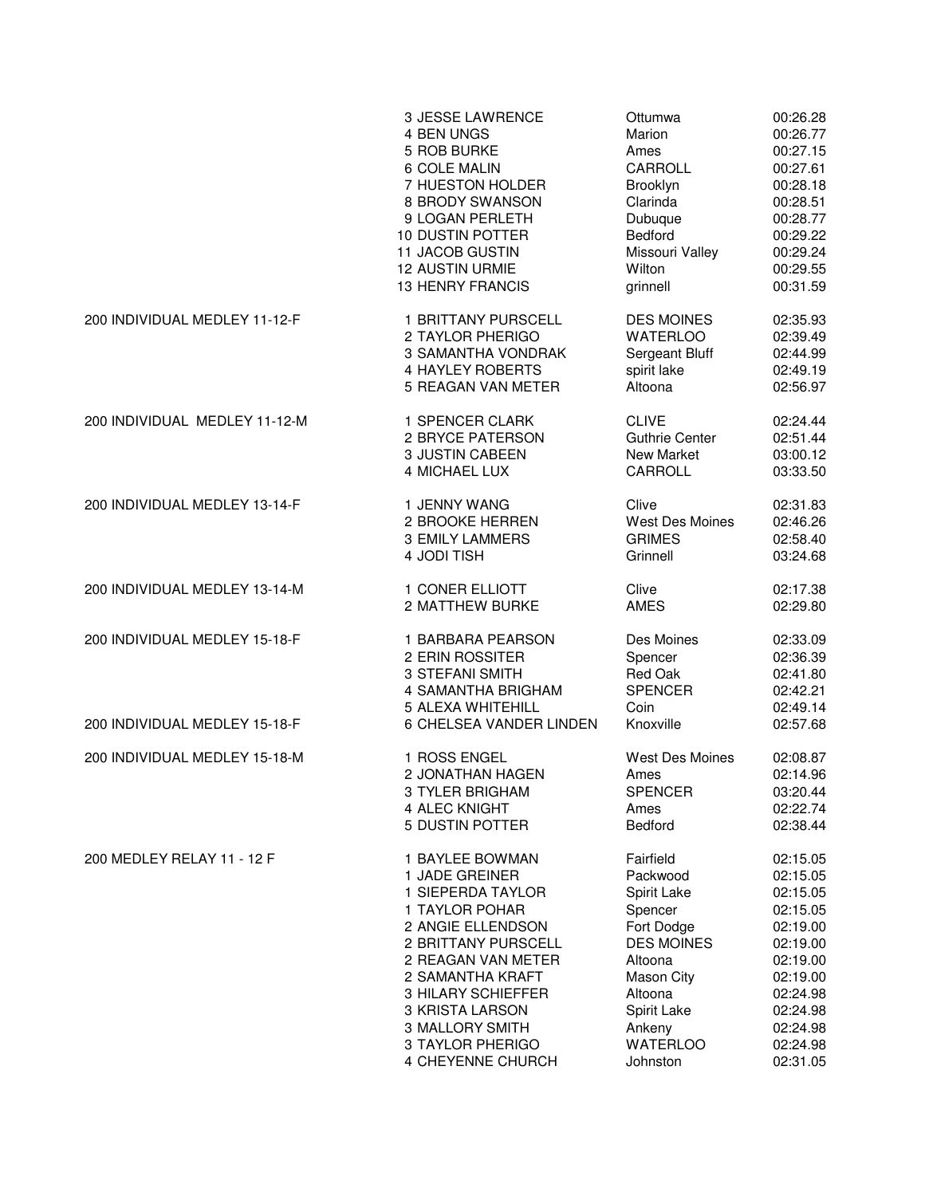| Event | Place | Name | City | Time |
|---|---|---|---|---|
| | 3 | JESSE LAWRENCE | Ottumwa | 00:26.28 |
| | 4 | BEN UNGS | Marion | 00:26.77 |
| | 5 | ROB BURKE | Ames | 00:27.15 |
| | 6 | COLE MALIN | CARROLL | 00:27.61 |
| | 7 | HUESTON HOLDER | Brooklyn | 00:28.18 |
| | 8 | BRODY SWANSON | Clarinda | 00:28.51 |
| | 9 | LOGAN PERLETH | Dubuque | 00:28.77 |
| | 10 | DUSTIN POTTER | Bedford | 00:29.22 |
| | 11 | JACOB GUSTIN | Missouri Valley | 00:29.24 |
| | 12 | AUSTIN URMIE | Wilton | 00:29.55 |
| | 13 | HENRY FRANCIS | grinnell | 00:31.59 |
| 200 INDIVIDUAL MEDLEY 11-12-F | 1 | BRITTANY PURSCELL | DES MOINES | 02:35.93 |
| | 2 | TAYLOR PHERIGO | WATERLOO | 02:39.49 |
| | 3 | SAMANTHA VONDRAK | Sergeant Bluff | 02:44.99 |
| | 4 | HAYLEY ROBERTS | spirit lake | 02:49.19 |
| | 5 | REAGAN VAN METER | Altoona | 02:56.97 |
| 200 INDIVIDUAL MEDLEY 11-12-M | 1 | SPENCER CLARK | CLIVE | 02:24.44 |
| | 2 | BRYCE PATERSON | Guthrie Center | 02:51.44 |
| | 3 | JUSTIN CABEEN | New Market | 03:00.12 |
| | 4 | MICHAEL LUX | CARROLL | 03:33.50 |
| 200 INDIVIDUAL MEDLEY 13-14-F | 1 | JENNY WANG | Clive | 02:31.83 |
| | 2 | BROOKE HERREN | West Des Moines | 02:46.26 |
| | 3 | EMILY LAMMERS | GRIMES | 02:58.40 |
| | 4 | JODI TISH | Grinnell | 03:24.68 |
| 200 INDIVIDUAL MEDLEY 13-14-M | 1 | CONER ELLIOTT | Clive | 02:17.38 |
| | 2 | MATTHEW BURKE | AMES | 02:29.80 |
| 200 INDIVIDUAL MEDLEY 15-18-F | 1 | BARBARA PEARSON | Des Moines | 02:33.09 |
| | 2 | ERIN ROSSITER | Spencer | 02:36.39 |
| | 3 | STEFANI SMITH | Red Oak | 02:41.80 |
| | 4 | SAMANTHA BRIGHAM | SPENCER | 02:42.21 |
| | 5 | ALEXA WHITEHILL | Coin | 02:49.14 |
| 200 INDIVIDUAL MEDLEY 15-18-F | 6 | CHELSEA VANDER LINDEN | Knoxville | 02:57.68 |
| 200 INDIVIDUAL MEDLEY 15-18-M | 1 | ROSS ENGEL | West Des Moines | 02:08.87 |
| | 2 | JONATHAN HAGEN | Ames | 02:14.96 |
| | 3 | TYLER BRIGHAM | SPENCER | 03:20.44 |
| | 4 | ALEC KNIGHT | Ames | 02:22.74 |
| | 5 | DUSTIN POTTER | Bedford | 02:38.44 |
| 200 MEDLEY RELAY 11 - 12 F | 1 | BAYLEE BOWMAN | Fairfield | 02:15.05 |
| | 1 | JADE GREINER | Packwood | 02:15.05 |
| | 1 | SIEPERDA TAYLOR | Spirit Lake | 02:15.05 |
| | 1 | TAYLOR POHAR | Spencer | 02:15.05 |
| | 2 | ANGIE ELLENDSON | Fort Dodge | 02:19.00 |
| | 2 | BRITTANY PURSCELL | DES MOINES | 02:19.00 |
| | 2 | REAGAN VAN METER | Altoona | 02:19.00 |
| | 2 | SAMANTHA KRAFT | Mason City | 02:19.00 |
| | 3 | HILARY SCHIEFFER | Altoona | 02:24.98 |
| | 3 | KRISTA LARSON | Spirit Lake | 02:24.98 |
| | 3 | MALLORY SMITH | Ankeny | 02:24.98 |
| | 3 | TAYLOR PHERIGO | WATERLOO | 02:24.98 |
| | 4 | CHEYENNE CHURCH | Johnston | 02:31.05 |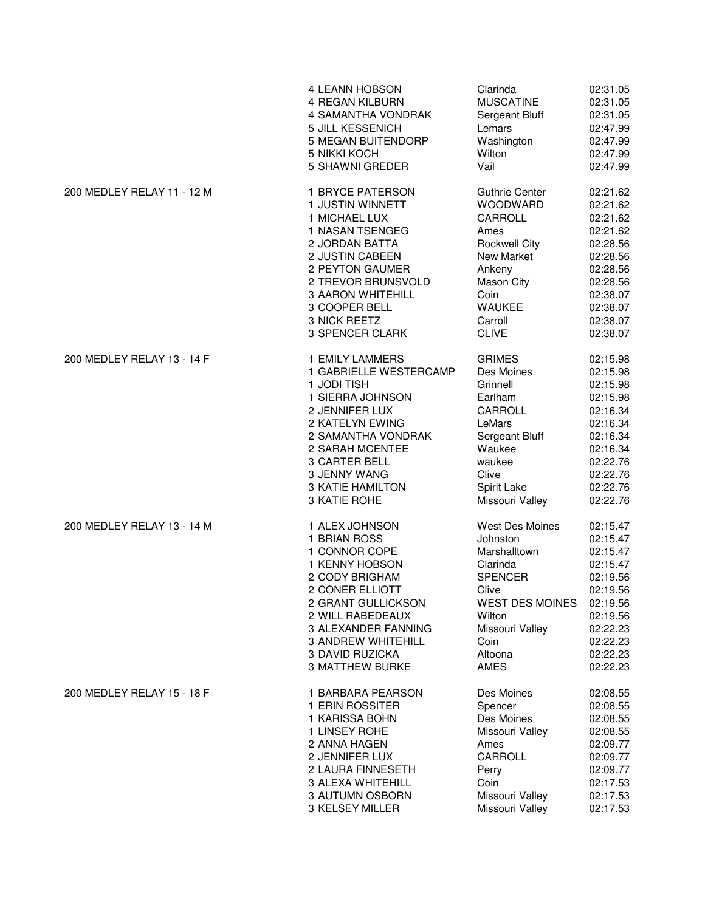| Event | Place / Name | Team | Time |
| --- | --- | --- | --- |
| | 4 LEANN HOBSON | Clarinda | 02:31.05 |
| | 4 REGAN KILBURN | MUSCATINE | 02:31.05 |
| | 4 SAMANTHA VONDRAK | Sergeant Bluff | 02:31.05 |
| | 5 JILL KESSENICH | Lemars | 02:47.99 |
| | 5 MEGAN BUITENDORP | Washington | 02:47.99 |
| | 5 NIKKI KOCH | Wilton | 02:47.99 |
| | 5 SHAWNI GREDER | Vail | 02:47.99 |
| 200 MEDLEY RELAY 11 - 12 M | 1 BRYCE PATERSON | Guthrie Center | 02:21.62 |
| | 1 JUSTIN WINNETT | WOODWARD | 02:21.62 |
| | 1 MICHAEL LUX | CARROLL | 02:21.62 |
| | 1 NASAN TSENGEG | Ames | 02:21.62 |
| | 2 JORDAN BATTA | Rockwell City | 02:28.56 |
| | 2 JUSTIN CABEEN | New Market | 02:28.56 |
| | 2 PEYTON GAUMER | Ankeny | 02:28.56 |
| | 2 TREVOR BRUNSVOLD | Mason City | 02:28.56 |
| | 3 AARON WHITEHILL | Coin | 02:38.07 |
| | 3 COOPER BELL | WAUKEE | 02:38.07 |
| | 3 NICK REETZ | Carroll | 02:38.07 |
| | 3 SPENCER CLARK | CLIVE | 02:38.07 |
| 200 MEDLEY RELAY 13 - 14 F | 1 EMILY LAMMERS | GRIMES | 02:15.98 |
| | 1 GABRIELLE WESTERCAMP | Des Moines | 02:15.98 |
| | 1 JODI TISH | Grinnell | 02:15.98 |
| | 1 SIERRA JOHNSON | Earlham | 02:15.98 |
| | 2 JENNIFER LUX | CARROLL | 02:16.34 |
| | 2 KATELYN EWING | LeMars | 02:16.34 |
| | 2 SAMANTHA VONDRAK | Sergeant Bluff | 02:16.34 |
| | 2 SARAH MCENTEE | Waukee | 02:16.34 |
| | 3 CARTER BELL | waukee | 02:22.76 |
| | 3 JENNY WANG | Clive | 02:22.76 |
| | 3 KATIE HAMILTON | Spirit Lake | 02:22.76 |
| | 3 KATIE ROHE | Missouri Valley | 02:22.76 |
| 200 MEDLEY RELAY 13 - 14 M | 1 ALEX JOHNSON | West Des Moines | 02:15.47 |
| | 1 BRIAN ROSS | Johnston | 02:15.47 |
| | 1 CONNOR COPE | Marshalltown | 02:15.47 |
| | 1 KENNY HOBSON | Clarinda | 02:15.47 |
| | 2 CODY BRIGHAM | SPENCER | 02:19.56 |
| | 2 CONER ELLIOTT | Clive | 02:19.56 |
| | 2 GRANT GULLICKSON | WEST DES MOINES | 02:19.56 |
| | 2 WILL RABEDEAUX | Wilton | 02:19.56 |
| | 3 ALEXANDER FANNING | Missouri Valley | 02:22.23 |
| | 3 ANDREW WHITEHILL | Coin | 02:22.23 |
| | 3 DAVID RUZICKA | Altoona | 02:22.23 |
| | 3 MATTHEW BURKE | AMES | 02:22.23 |
| 200 MEDLEY RELAY 15 - 18 F | 1 BARBARA PEARSON | Des Moines | 02:08.55 |
| | 1 ERIN ROSSITER | Spencer | 02:08.55 |
| | 1 KARISSA BOHN | Des Moines | 02:08.55 |
| | 1 LINSEY ROHE | Missouri Valley | 02:08.55 |
| | 2 ANNA HAGEN | Ames | 02:09.77 |
| | 2 JENNIFER LUX | CARROLL | 02:09.77 |
| | 2 LAURA FINNESETH | Perry | 02:09.77 |
| | 3 ALEXA WHITEHILL | Coin | 02:17.53 |
| | 3 AUTUMN OSBORN | Missouri Valley | 02:17.53 |
| | 3 KELSEY MILLER | Missouri Valley | 02:17.53 |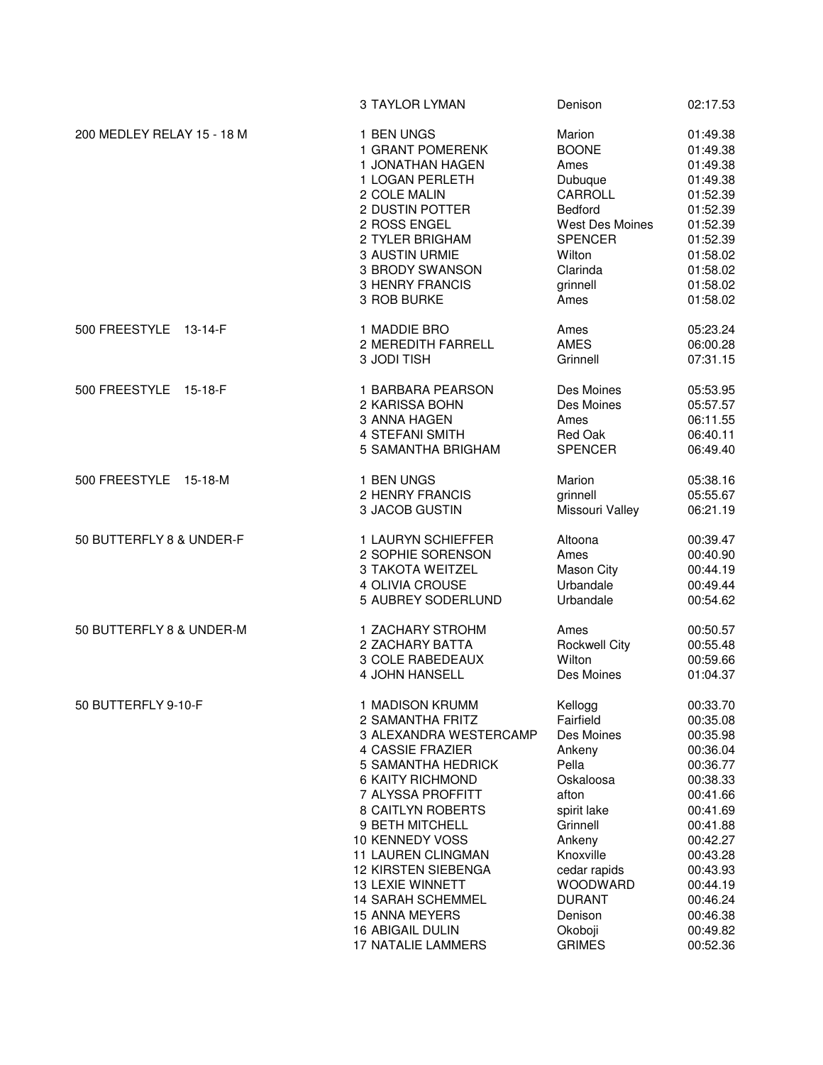| Event | Place Name | Team | Time |
|---|---|---|---|
| | 3 TAYLOR LYMAN | Denison | 02:17.53 |
| 200 MEDLEY RELAY 15 - 18 M | 1 BEN UNGS | Marion | 01:49.38 |
| | 1 GRANT POMERENK | BOONE | 01:49.38 |
| | 1 JONATHAN HAGEN | Ames | 01:49.38 |
| | 1 LOGAN PERLETH | Dubuque | 01:49.38 |
| | 2 COLE MALIN | CARROLL | 01:52.39 |
| | 2 DUSTIN POTTER | Bedford | 01:52.39 |
| | 2 ROSS ENGEL | West Des Moines | 01:52.39 |
| | 2 TYLER BRIGHAM | SPENCER | 01:52.39 |
| | 3 AUSTIN URMIE | Wilton | 01:58.02 |
| | 3 BRODY SWANSON | Clarinda | 01:58.02 |
| | 3 HENRY FRANCIS | grinnell | 01:58.02 |
| | 3 ROB BURKE | Ames | 01:58.02 |
| 500 FREESTYLE 13-14-F | 1 MADDIE BRO | Ames | 05:23.24 |
| | 2 MEREDITH FARRELL | AMES | 06:00.28 |
| | 3 JODI TISH | Grinnell | 07:31.15 |
| 500 FREESTYLE 15-18-F | 1 BARBARA PEARSON | Des Moines | 05:53.95 |
| | 2 KARISSA BOHN | Des Moines | 05:57.57 |
| | 3 ANNA HAGEN | Ames | 06:11.55 |
| | 4 STEFANI SMITH | Red Oak | 06:40.11 |
| | 5 SAMANTHA BRIGHAM | SPENCER | 06:49.40 |
| 500 FREESTYLE 15-18-M | 1 BEN UNGS | Marion | 05:38.16 |
| | 2 HENRY FRANCIS | grinnell | 05:55.67 |
| | 3 JACOB GUSTIN | Missouri Valley | 06:21.19 |
| 50 BUTTERFLY 8 & UNDER-F | 1 LAURYN SCHIEFFER | Altoona | 00:39.47 |
| | 2 SOPHIE SORENSON | Ames | 00:40.90 |
| | 3 TAKOTA WEITZEL | Mason City | 00:44.19 |
| | 4 OLIVIA CROUSE | Urbandale | 00:49.44 |
| | 5 AUBREY SODERLUND | Urbandale | 00:54.62 |
| 50 BUTTERFLY 8 & UNDER-M | 1 ZACHARY STROHM | Ames | 00:50.57 |
| | 2 ZACHARY BATTA | Rockwell City | 00:55.48 |
| | 3 COLE RABEDEAUX | Wilton | 00:59.66 |
| | 4 JOHN HANSELL | Des Moines | 01:04.37 |
| 50 BUTTERFLY 9-10-F | 1 MADISON KRUMM | Kellogg | 00:33.70 |
| | 2 SAMANTHA FRITZ | Fairfield | 00:35.08 |
| | 3 ALEXANDRA WESTERCAMP | Des Moines | 00:35.98 |
| | 4 CASSIE FRAZIER | Ankeny | 00:36.04 |
| | 5 SAMANTHA HEDRICK | Pella | 00:36.77 |
| | 6 KAITY RICHMOND | Oskaloosa | 00:38.33 |
| | 7 ALYSSA PROFFITT | afton | 00:41.66 |
| | 8 CAITLYN ROBERTS | spirit lake | 00:41.69 |
| | 9 BETH MITCHELL | Grinnell | 00:41.88 |
| | 10 KENNEDY VOSS | Ankeny | 00:42.27 |
| | 11 LAUREN CLINGMAN | Knoxville | 00:43.28 |
| | 12 KIRSTEN SIEBENGA | cedar rapids | 00:43.93 |
| | 13 LEXIE WINNETT | WOODWARD | 00:44.19 |
| | 14 SARAH SCHEMMEL | DURANT | 00:46.24 |
| | 15 ANNA MEYERS | Denison | 00:46.38 |
| | 16 ABIGAIL DULIN | Okoboji | 00:49.82 |
| | 17 NATALIE LAMMERS | GRIMES | 00:52.36 |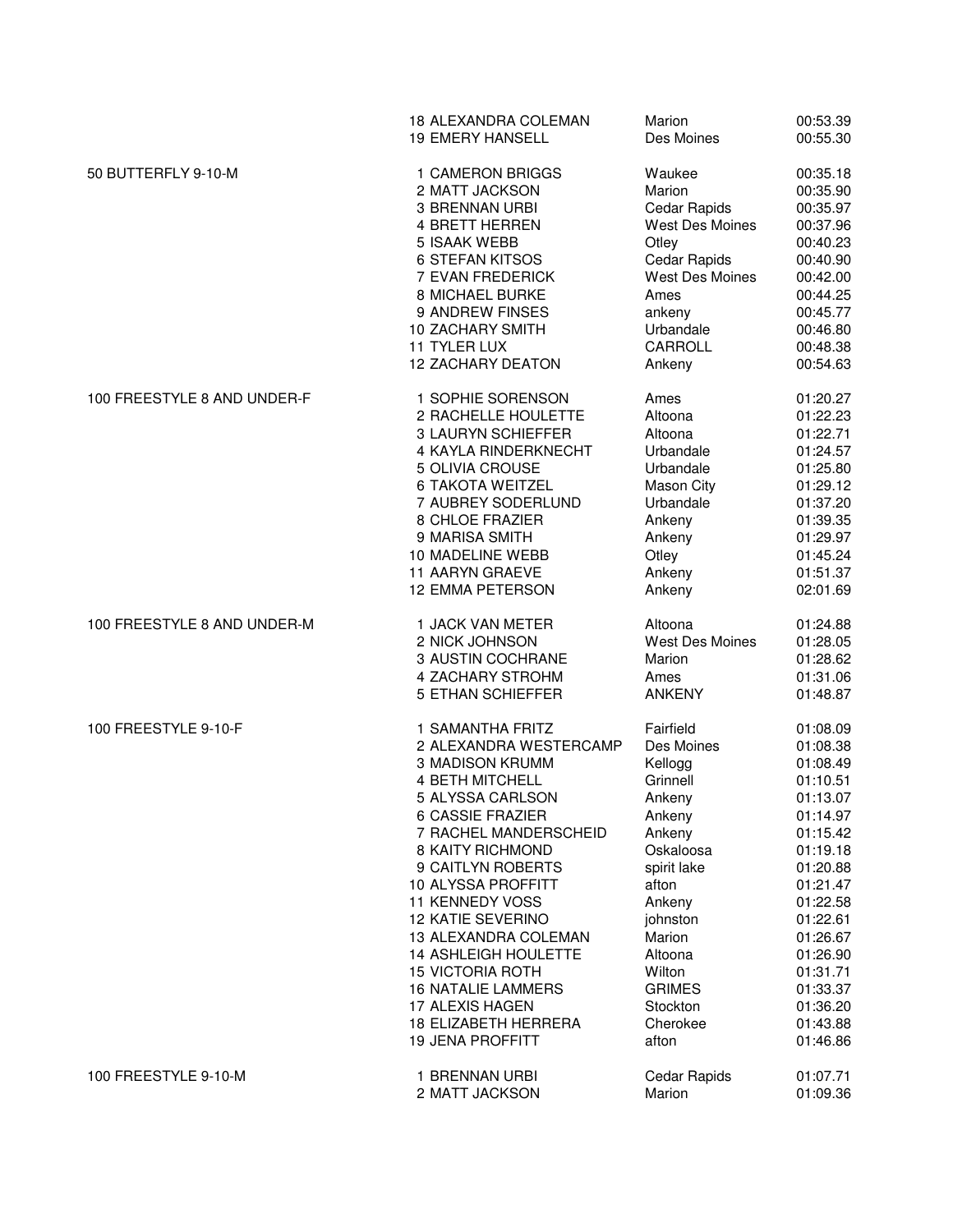| Event | Place | Name | Team | Time |
|---|---|---|---|---|
| | 18 | ALEXANDRA COLEMAN | Marion | 00:53.39 |
| | 19 | EMERY HANSELL | Des Moines | 00:55.30 |
| 50 BUTTERFLY 9-10-M | 1 | CAMERON BRIGGS | Waukee | 00:35.18 |
| | 2 | MATT JACKSON | Marion | 00:35.90 |
| | 3 | BRENNAN URBI | Cedar Rapids | 00:35.97 |
| | 4 | BRETT HERREN | West Des Moines | 00:37.96 |
| | 5 | ISAAK WEBB | Otley | 00:40.23 |
| | 6 | STEFAN KITSOS | Cedar Rapids | 00:40.90 |
| | 7 | EVAN FREDERICK | West Des Moines | 00:42.00 |
| | 8 | MICHAEL BURKE | Ames | 00:44.25 |
| | 9 | ANDREW FINSES | ankeny | 00:45.77 |
| | 10 | ZACHARY SMITH | Urbandale | 00:46.80 |
| | 11 | TYLER LUX | CARROLL | 00:48.38 |
| | 12 | ZACHARY DEATON | Ankeny | 00:54.63 |
| 100 FREESTYLE 8 AND UNDER-F | 1 | SOPHIE SORENSON | Ames | 01:20.27 |
| | 2 | RACHELLE HOULETTE | Altoona | 01:22.23 |
| | 3 | LAURYN SCHIEFFER | Altoona | 01:22.71 |
| | 4 | KAYLA RINDERKNECHT | Urbandale | 01:24.57 |
| | 5 | OLIVIA CROUSE | Urbandale | 01:25.80 |
| | 6 | TAKOTA WEITZEL | Mason City | 01:29.12 |
| | 7 | AUBREY SODERLUND | Urbandale | 01:37.20 |
| | 8 | CHLOE FRAZIER | Ankeny | 01:39.35 |
| | 9 | MARISA SMITH | Ankeny | 01:29.97 |
| | 10 | MADELINE WEBB | Otley | 01:45.24 |
| | 11 | AARYN GRAEVE | Ankeny | 01:51.37 |
| | 12 | EMMA PETERSON | Ankeny | 02:01.69 |
| 100 FREESTYLE 8 AND UNDER-M | 1 | JACK VAN METER | Altoona | 01:24.88 |
| | 2 | NICK JOHNSON | West Des Moines | 01:28.05 |
| | 3 | AUSTIN COCHRANE | Marion | 01:28.62 |
| | 4 | ZACHARY STROHM | Ames | 01:31.06 |
| | 5 | ETHAN SCHIEFFER | ANKENY | 01:48.87 |
| 100 FREESTYLE 9-10-F | 1 | SAMANTHA FRITZ | Fairfield | 01:08.09 |
| | 2 | ALEXANDRA WESTERCAMP | Des Moines | 01:08.38 |
| | 3 | MADISON KRUMM | Kellogg | 01:08.49 |
| | 4 | BETH MITCHELL | Grinnell | 01:10.51 |
| | 5 | ALYSSA CARLSON | Ankeny | 01:13.07 |
| | 6 | CASSIE FRAZIER | Ankeny | 01:14.97 |
| | 7 | RACHEL MANDERSCHEID | Ankeny | 01:15.42 |
| | 8 | KAITY RICHMOND | Oskaloosa | 01:19.18 |
| | 9 | CAITLYN ROBERTS | spirit lake | 01:20.88 |
| | 10 | ALYSSA PROFFITT | afton | 01:21.47 |
| | 11 | KENNEDY VOSS | Ankeny | 01:22.58 |
| | 12 | KATIE SEVERINO | johnston | 01:22.61 |
| | 13 | ALEXANDRA COLEMAN | Marion | 01:26.67 |
| | 14 | ASHLEIGH HOULETTE | Altoona | 01:26.90 |
| | 15 | VICTORIA ROTH | Wilton | 01:31.71 |
| | 16 | NATALIE LAMMERS | GRIMES | 01:33.37 |
| | 17 | ALEXIS HAGEN | Stockton | 01:36.20 |
| | 18 | ELIZABETH HERRERA | Cherokee | 01:43.88 |
| | 19 | JENA PROFFITT | afton | 01:46.86 |
| 100 FREESTYLE 9-10-M | 1 | BRENNAN URBI | Cedar Rapids | 01:07.71 |
| | 2 | MATT JACKSON | Marion | 01:09.36 |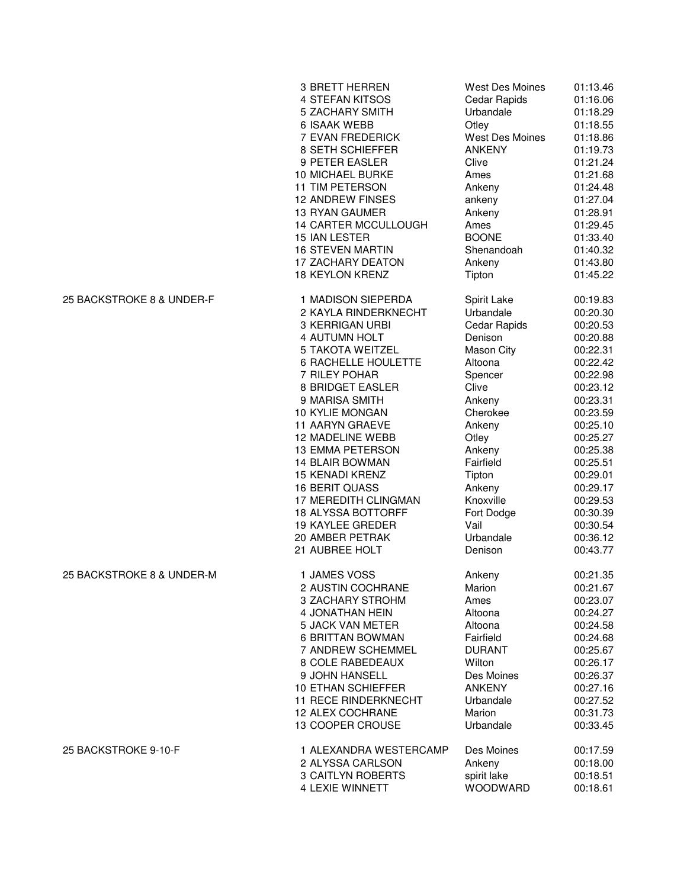| Event | Place | Name | Team | Time |
| --- | --- | --- | --- | --- |
| | 3 | BRETT HERREN | West Des Moines | 01:13.46 |
| | 4 | STEFAN KITSOS | Cedar Rapids | 01:16.06 |
| | 5 | ZACHARY SMITH | Urbandale | 01:18.29 |
| | 6 | ISAAK WEBB | Otley | 01:18.55 |
| | 7 | EVAN FREDERICK | West Des Moines | 01:18.86 |
| | 8 | SETH SCHIEFFER | ANKENY | 01:19.73 |
| | 9 | PETER EASLER | Clive | 01:21.24 |
| | 10 | MICHAEL BURKE | Ames | 01:21.68 |
| | 11 | TIM PETERSON | Ankeny | 01:24.48 |
| | 12 | ANDREW FINSES | ankeny | 01:27.04 |
| | 13 | RYAN GAUMER | Ankeny | 01:28.91 |
| | 14 | CARTER MCCULLOUGH | Ames | 01:29.45 |
| | 15 | IAN LESTER | BOONE | 01:33.40 |
| | 16 | STEVEN MARTIN | Shenandoah | 01:40.32 |
| | 17 | ZACHARY DEATON | Ankeny | 01:43.80 |
| | 18 | KEYLON KRENZ | Tipton | 01:45.22 |
| 25 BACKSTROKE 8 & UNDER-F | 1 | MADISON SIEPERDA | Spirit Lake | 00:19.83 |
| | 2 | KAYLA RINDERKNECHT | Urbandale | 00:20.30 |
| | 3 | KERRIGAN URBI | Cedar Rapids | 00:20.53 |
| | 4 | AUTUMN HOLT | Denison | 00:20.88 |
| | 5 | TAKOTA WEITZEL | Mason City | 00:22.31 |
| | 6 | RACHELLE HOULETTE | Altoona | 00:22.42 |
| | 7 | RILEY POHAR | Spencer | 00:22.98 |
| | 8 | BRIDGET EASLER | Clive | 00:23.12 |
| | 9 | MARISA SMITH | Ankeny | 00:23.31 |
| | 10 | KYLIE MONGAN | Cherokee | 00:23.59 |
| | 11 | AARYN GRAEVE | Ankeny | 00:25.10 |
| | 12 | MADELINE WEBB | Otley | 00:25.27 |
| | 13 | EMMA PETERSON | Ankeny | 00:25.38 |
| | 14 | BLAIR BOWMAN | Fairfield | 00:25.51 |
| | 15 | KENADI KRENZ | Tipton | 00:29.01 |
| | 16 | BERIT QUASS | Ankeny | 00:29.17 |
| | 17 | MEREDITH CLINGMAN | Knoxville | 00:29.53 |
| | 18 | ALYSSA BOTTORFF | Fort Dodge | 00:30.39 |
| | 19 | KAYLEE GREDER | Vail | 00:30.54 |
| | 20 | AMBER PETRAK | Urbandale | 00:36.12 |
| | 21 | AUBREE HOLT | Denison | 00:43.77 |
| 25 BACKSTROKE 8 & UNDER-M | 1 | JAMES VOSS | Ankeny | 00:21.35 |
| | 2 | AUSTIN COCHRANE | Marion | 00:21.67 |
| | 3 | ZACHARY STROHM | Ames | 00:23.07 |
| | 4 | JONATHAN HEIN | Altoona | 00:24.27 |
| | 5 | JACK VAN METER | Altoona | 00:24.58 |
| | 6 | BRITTAN BOWMAN | Fairfield | 00:24.68 |
| | 7 | ANDREW SCHEMMEL | DURANT | 00:25.67 |
| | 8 | COLE RABEDEAUX | Wilton | 00:26.17 |
| | 9 | JOHN HANSELL | Des Moines | 00:26.37 |
| | 10 | ETHAN SCHIEFFER | ANKENY | 00:27.16 |
| | 11 | RECE RINDERKNECHT | Urbandale | 00:27.52 |
| | 12 | ALEX COCHRANE | Marion | 00:31.73 |
| | 13 | COOPER CROUSE | Urbandale | 00:33.45 |
| 25 BACKSTROKE 9-10-F | 1 | ALEXANDRA WESTERCAMP | Des Moines | 00:17.59 |
| | 2 | ALYSSA CARLSON | Ankeny | 00:18.00 |
| | 3 | CAITLYN ROBERTS | spirit lake | 00:18.51 |
| | 4 | LEXIE WINNETT | WOODWARD | 00:18.61 |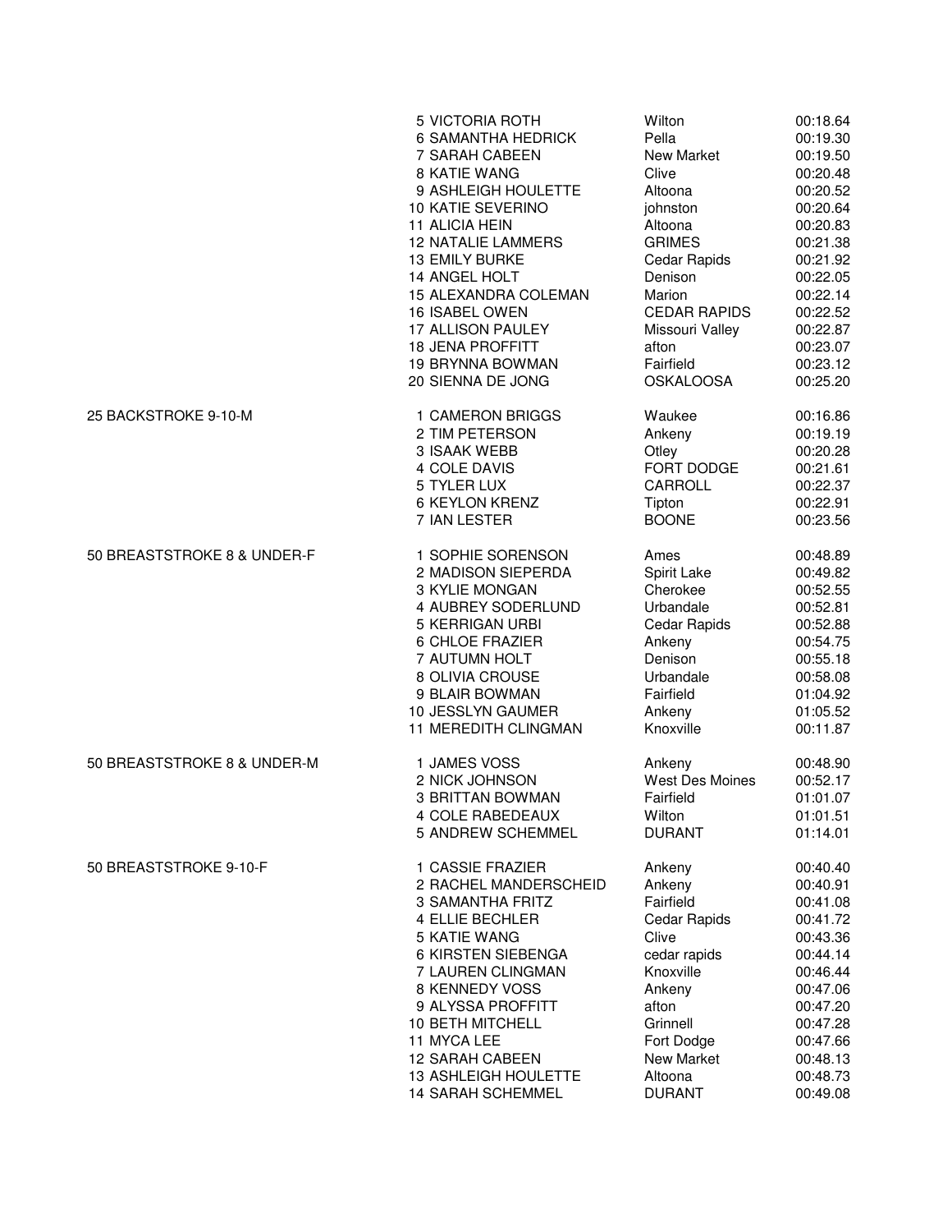| Event | Place | Name | City | Time |
|---|---|---|---|---|
| | 5 | VICTORIA ROTH | Wilton | 00:18.64 |
| | 6 | SAMANTHA HEDRICK | Pella | 00:19.30 |
| | 7 | SARAH CABEEN | New Market | 00:19.50 |
| | 8 | KATIE WANG | Clive | 00:20.48 |
| | 9 | ASHLEIGH HOULETTE | Altoona | 00:20.52 |
| | 10 | KATIE SEVERINO | johnston | 00:20.64 |
| | 11 | ALICIA HEIN | Altoona | 00:20.83 |
| | 12 | NATALIE LAMMERS | GRIMES | 00:21.38 |
| | 13 | EMILY BURKE | Cedar Rapids | 00:21.92 |
| | 14 | ANGEL HOLT | Denison | 00:22.05 |
| | 15 | ALEXANDRA COLEMAN | Marion | 00:22.14 |
| | 16 | ISABEL OWEN | CEDAR RAPIDS | 00:22.52 |
| | 17 | ALLISON PAULEY | Missouri Valley | 00:22.87 |
| | 18 | JENA PROFFITT | afton | 00:23.07 |
| | 19 | BRYNNA BOWMAN | Fairfield | 00:23.12 |
| | 20 | SIENNA DE JONG | OSKALOOSA | 00:25.20 |
| 25 BACKSTROKE 9-10-M | 1 | CAMERON BRIGGS | Waukee | 00:16.86 |
| | 2 | TIM PETERSON | Ankeny | 00:19.19 |
| | 3 | ISAAK WEBB | Otley | 00:20.28 |
| | 4 | COLE DAVIS | FORT DODGE | 00:21.61 |
| | 5 | TYLER LUX | CARROLL | 00:22.37 |
| | 6 | KEYLON KRENZ | Tipton | 00:22.91 |
| | 7 | IAN LESTER | BOONE | 00:23.56 |
| 50 BREASTSTROKE 8 & UNDER-F | 1 | SOPHIE SORENSON | Ames | 00:48.89 |
| | 2 | MADISON SIEPERDA | Spirit Lake | 00:49.82 |
| | 3 | KYLIE MONGAN | Cherokee | 00:52.55 |
| | 4 | AUBREY SODERLUND | Urbandale | 00:52.81 |
| | 5 | KERRIGAN URBI | Cedar Rapids | 00:52.88 |
| | 6 | CHLOE FRAZIER | Ankeny | 00:54.75 |
| | 7 | AUTUMN HOLT | Denison | 00:55.18 |
| | 8 | OLIVIA CROUSE | Urbandale | 00:58.08 |
| | 9 | BLAIR BOWMAN | Fairfield | 01:04.92 |
| | 10 | JESSLYN GAUMER | Ankeny | 01:05.52 |
| | 11 | MEREDITH CLINGMAN | Knoxville | 00:11.87 |
| 50 BREASTSTROKE 8 & UNDER-M | 1 | JAMES VOSS | Ankeny | 00:48.90 |
| | 2 | NICK JOHNSON | West Des Moines | 00:52.17 |
| | 3 | BRITTAN BOWMAN | Fairfield | 01:01.07 |
| | 4 | COLE RABEDEAUX | Wilton | 01:01.51 |
| | 5 | ANDREW SCHEMMEL | DURANT | 01:14.01 |
| 50 BREASTSTROKE 9-10-F | 1 | CASSIE FRAZIER | Ankeny | 00:40.40 |
| | 2 | RACHEL MANDERSCHEID | Ankeny | 00:40.91 |
| | 3 | SAMANTHA FRITZ | Fairfield | 00:41.08 |
| | 4 | ELLIE BECHLER | Cedar Rapids | 00:41.72 |
| | 5 | KATIE WANG | Clive | 00:43.36 |
| | 6 | KIRSTEN SIEBENGA | cedar rapids | 00:44.14 |
| | 7 | LAUREN CLINGMAN | Knoxville | 00:46.44 |
| | 8 | KENNEDY VOSS | Ankeny | 00:47.06 |
| | 9 | ALYSSA PROFFITT | afton | 00:47.20 |
| | 10 | BETH MITCHELL | Grinnell | 00:47.28 |
| | 11 | MYCA LEE | Fort Dodge | 00:47.66 |
| | 12 | SARAH CABEEN | New Market | 00:48.13 |
| | 13 | ASHLEIGH HOULETTE | Altoona | 00:48.73 |
| | 14 | SARAH SCHEMMEL | DURANT | 00:49.08 |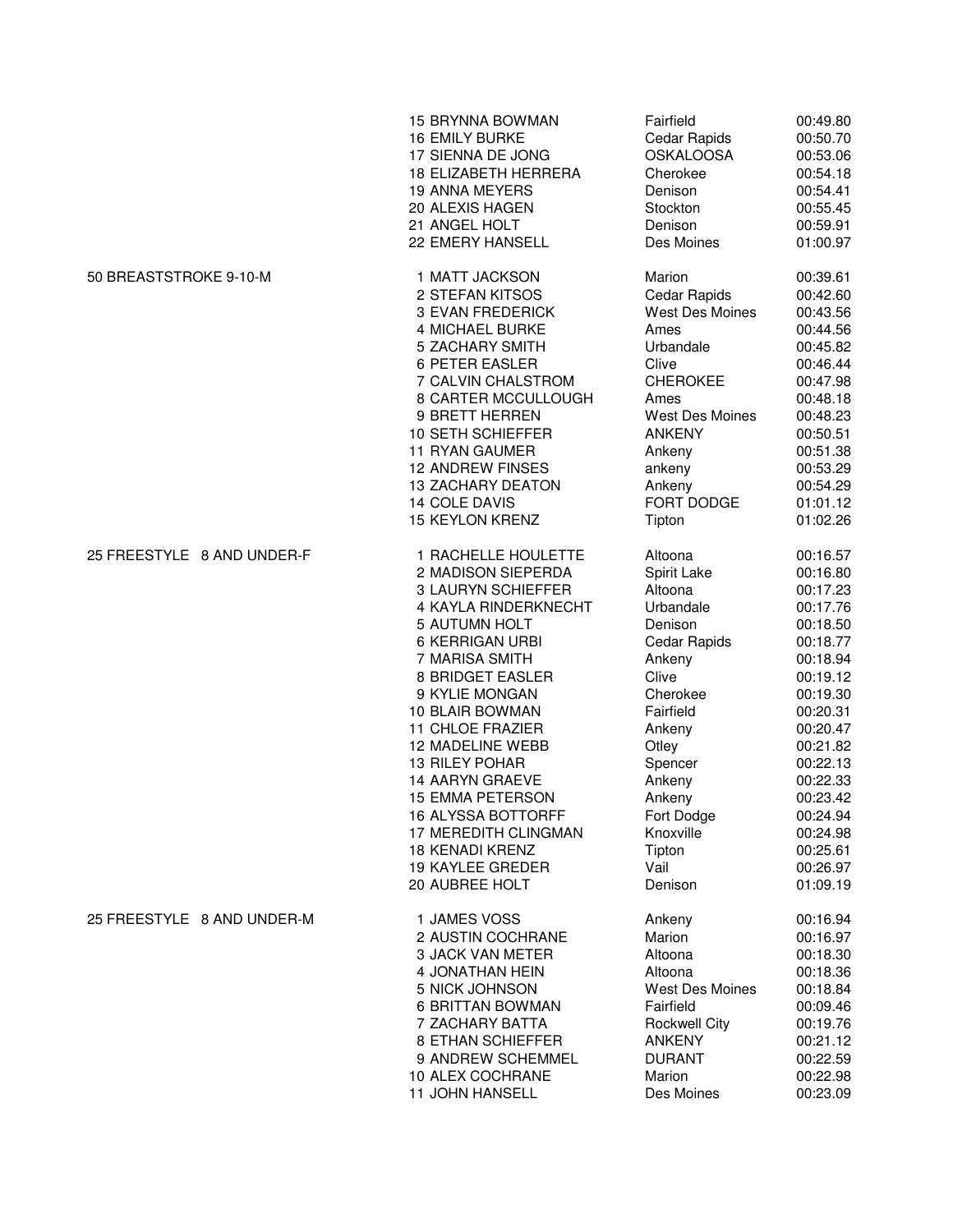| Event | Place | Name | Team | Time |
|---|---|---|---|---|
| | 15 | BRYNNA BOWMAN | Fairfield | 00:49.80 |
| | 16 | EMILY BURKE | Cedar Rapids | 00:50.70 |
| | 17 | SIENNA DE JONG | OSKALOOSA | 00:53.06 |
| | 18 | ELIZABETH HERRERA | Cherokee | 00:54.18 |
| | 19 | ANNA MEYERS | Denison | 00:54.41 |
| | 20 | ALEXIS HAGEN | Stockton | 00:55.45 |
| | 21 | ANGEL HOLT | Denison | 00:59.91 |
| | 22 | EMERY HANSELL | Des Moines | 01:00.97 |
| 50 BREASTSTROKE 9-10-M | 1 | MATT JACKSON | Marion | 00:39.61 |
| | 2 | STEFAN KITSOS | Cedar Rapids | 00:42.60 |
| | 3 | EVAN FREDERICK | West Des Moines | 00:43.56 |
| | 4 | MICHAEL BURKE | Ames | 00:44.56 |
| | 5 | ZACHARY SMITH | Urbandale | 00:45.82 |
| | 6 | PETER EASLER | Clive | 00:46.44 |
| | 7 | CALVIN CHALSTROM | CHEROKEE | 00:47.98 |
| | 8 | CARTER MCCULLOUGH | Ames | 00:48.18 |
| | 9 | BRETT HERREN | West Des Moines | 00:48.23 |
| | 10 | SETH SCHIEFFER | ANKENY | 00:50.51 |
| | 11 | RYAN GAUMER | Ankeny | 00:51.38 |
| | 12 | ANDREW FINSES | ankeny | 00:53.29 |
| | 13 | ZACHARY DEATON | Ankeny | 00:54.29 |
| | 14 | COLE DAVIS | FORT DODGE | 01:01.12 |
| | 15 | KEYLON KRENZ | Tipton | 01:02.26 |
| 25 FREESTYLE 8 AND UNDER-F | 1 | RACHELLE HOULETTE | Altoona | 00:16.57 |
| | 2 | MADISON SIEPERDA | Spirit Lake | 00:16.80 |
| | 3 | LAURYN SCHIEFFER | Altoona | 00:17.23 |
| | 4 | KAYLA RINDERKNECHT | Urbandale | 00:17.76 |
| | 5 | AUTUMN HOLT | Denison | 00:18.50 |
| | 6 | KERRIGAN URBI | Cedar Rapids | 00:18.77 |
| | 7 | MARISA SMITH | Ankeny | 00:18.94 |
| | 8 | BRIDGET EASLER | Clive | 00:19.12 |
| | 9 | KYLIE MONGAN | Cherokee | 00:19.30 |
| | 10 | BLAIR BOWMAN | Fairfield | 00:20.31 |
| | 11 | CHLOE FRAZIER | Ankeny | 00:20.47 |
| | 12 | MADELINE WEBB | Otley | 00:21.82 |
| | 13 | RILEY POHAR | Spencer | 00:22.13 |
| | 14 | AARYN GRAEVE | Ankeny | 00:22.33 |
| | 15 | EMMA PETERSON | Ankeny | 00:23.42 |
| | 16 | ALYSSA BOTTORFF | Fort Dodge | 00:24.94 |
| | 17 | MEREDITH CLINGMAN | Knoxville | 00:24.98 |
| | 18 | KENADI KRENZ | Tipton | 00:25.61 |
| | 19 | KAYLEE GREDER | Vail | 00:26.97 |
| | 20 | AUBREE HOLT | Denison | 01:09.19 |
| 25 FREESTYLE 8 AND UNDER-M | 1 | JAMES VOSS | Ankeny | 00:16.94 |
| | 2 | AUSTIN COCHRANE | Marion | 00:16.97 |
| | 3 | JACK VAN METER | Altoona | 00:18.30 |
| | 4 | JONATHAN HEIN | Altoona | 00:18.36 |
| | 5 | NICK JOHNSON | West Des Moines | 00:18.84 |
| | 6 | BRITTAN BOWMAN | Fairfield | 00:09.46 |
| | 7 | ZACHARY BATTA | Rockwell City | 00:19.76 |
| | 8 | ETHAN SCHIEFFER | ANKENY | 00:21.12 |
| | 9 | ANDREW SCHEMMEL | DURANT | 00:22.59 |
| | 10 | ALEX COCHRANE | Marion | 00:22.98 |
| | 11 | JOHN HANSELL | Des Moines | 00:23.09 |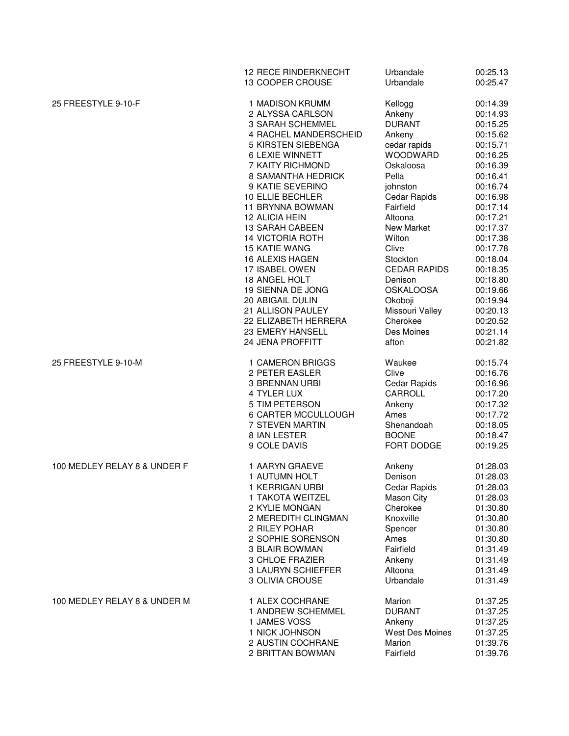| Event | Place | Name | Team | Time |
|---|---|---|---|---|
| | 12 | RECE RINDERKNECHT | Urbandale | 00:25.13 |
| | 13 | COOPER CROUSE | Urbandale | 00:25.47 |
| 25 FREESTYLE 9-10-F | 1 | MADISON KRUMM | Kellogg | 00:14.39 |
| | 2 | ALYSSA CARLSON | Ankeny | 00:14.93 |
| | 3 | SARAH SCHEMMEL | DURANT | 00:15.25 |
| | 4 | RACHEL MANDERSCHEID | Ankeny | 00:15.62 |
| | 5 | KIRSTEN SIEBENGA | cedar rapids | 00:15.71 |
| | 6 | LEXIE WINNETT | WOODWARD | 00:16.25 |
| | 7 | KAITY RICHMOND | Oskaloosa | 00:16.39 |
| | 8 | SAMANTHA HEDRICK | Pella | 00:16.41 |
| | 9 | KATIE SEVERINO | johnston | 00:16.74 |
| | 10 | ELLIE BECHLER | Cedar Rapids | 00:16.98 |
| | 11 | BRYNNA BOWMAN | Fairfield | 00:17.14 |
| | 12 | ALICIA HEIN | Altoona | 00:17.21 |
| | 13 | SARAH CABEEN | New Market | 00:17.37 |
| | 14 | VICTORIA ROTH | Wilton | 00:17.38 |
| | 15 | KATIE WANG | Clive | 00:17.78 |
| | 16 | ALEXIS HAGEN | Stockton | 00:18.04 |
| | 17 | ISABEL OWEN | CEDAR RAPIDS | 00:18.35 |
| | 18 | ANGEL HOLT | Denison | 00:18.80 |
| | 19 | SIENNA DE JONG | OSKALOOSA | 00:19.66 |
| | 20 | ABIGAIL DULIN | Okoboji | 00:19.94 |
| | 21 | ALLISON PAULEY | Missouri Valley | 00:20.13 |
| | 22 | ELIZABETH HERRERA | Cherokee | 00:20.52 |
| | 23 | EMERY HANSELL | Des Moines | 00:21.14 |
| | 24 | JENA PROFFITT | afton | 00:21.82 |
| 25 FREESTYLE 9-10-M | 1 | CAMERON BRIGGS | Waukee | 00:15.74 |
| | 2 | PETER EASLER | Clive | 00:16.76 |
| | 3 | BRENNAN URBI | Cedar Rapids | 00:16.96 |
| | 4 | TYLER LUX | CARROLL | 00:17.20 |
| | 5 | TIM PETERSON | Ankeny | 00:17.32 |
| | 6 | CARTER MCCULLOUGH | Ames | 00:17.72 |
| | 7 | STEVEN MARTIN | Shenandoah | 00:18.05 |
| | 8 | IAN LESTER | BOONE | 00:18.47 |
| | 9 | COLE DAVIS | FORT DODGE | 00:19.25 |
| 100 MEDLEY RELAY 8 & UNDER F | 1 | AARYN GRAEVE | Ankeny | 01:28.03 |
| | 1 | AUTUMN HOLT | Denison | 01:28.03 |
| | 1 | KERRIGAN URBI | Cedar Rapids | 01:28.03 |
| | 1 | TAKOTA WEITZEL | Mason City | 01:28.03 |
| | 2 | KYLIE MONGAN | Cherokee | 01:30.80 |
| | 2 | MEREDITH CLINGMAN | Knoxville | 01:30.80 |
| | 2 | RILEY POHAR | Spencer | 01:30.80 |
| | 2 | SOPHIE SORENSON | Ames | 01:30.80 |
| | 3 | BLAIR BOWMAN | Fairfield | 01:31.49 |
| | 3 | CHLOE FRAZIER | Ankeny | 01:31.49 |
| | 3 | LAURYN SCHIEFFER | Altoona | 01:31.49 |
| | 3 | OLIVIA CROUSE | Urbandale | 01:31.49 |
| 100 MEDLEY RELAY 8 & UNDER M | 1 | ALEX COCHRANE | Marion | 01:37.25 |
| | 1 | ANDREW SCHEMMEL | DURANT | 01:37.25 |
| | 1 | JAMES VOSS | Ankeny | 01:37.25 |
| | 1 | NICK JOHNSON | West Des Moines | 01:37.25 |
| | 2 | AUSTIN COCHRANE | Marion | 01:39.76 |
| | 2 | BRITTAN BOWMAN | Fairfield | 01:39.76 |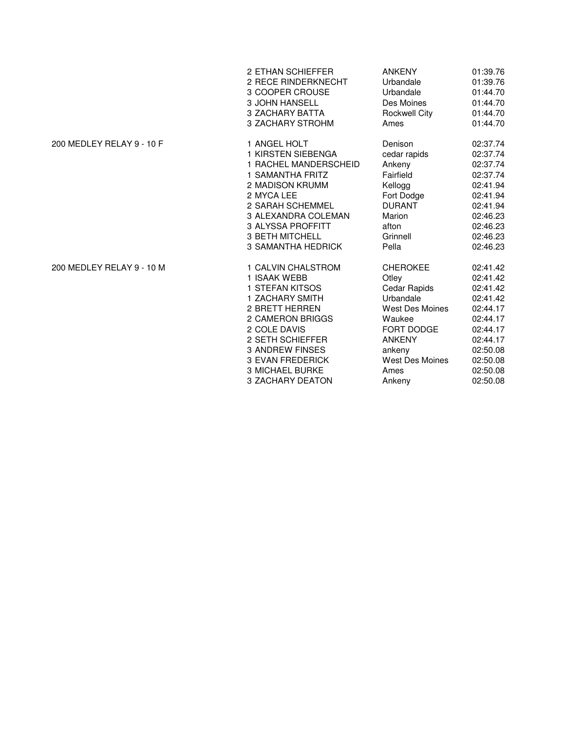| | | | |
|---|---|---|---|
| | 2 ETHAN SCHIEFFER | ANKENY | 01:39.76 |
| | 2 RECE RINDERKNECHT | Urbandale | 01:39.76 |
| | 3 COOPER CROUSE | Urbandale | 01:44.70 |
| | 3 JOHN HANSELL | Des Moines | 01:44.70 |
| | 3 ZACHARY BATTA | Rockwell City | 01:44.70 |
| | 3 ZACHARY STROHM | Ames | 01:44.70 |
| 200 MEDLEY RELAY 9 - 10 F | 1 ANGEL HOLT | Denison | 02:37.74 |
| | 1 KIRSTEN SIEBENGA | cedar rapids | 02:37.74 |
| | 1 RACHEL MANDERSCHEID | Ankeny | 02:37.74 |
| | 1 SAMANTHA FRITZ | Fairfield | 02:37.74 |
| | 2 MADISON KRUMM | Kellogg | 02:41.94 |
| | 2 MYCA LEE | Fort Dodge | 02:41.94 |
| | 2 SARAH SCHEMMEL | DURANT | 02:41.94 |
| | 3 ALEXANDRA COLEMAN | Marion | 02:46.23 |
| | 3 ALYSSA PROFFITT | afton | 02:46.23 |
| | 3 BETH MITCHELL | Grinnell | 02:46.23 |
| | 3 SAMANTHA HEDRICK | Pella | 02:46.23 |
| 200 MEDLEY RELAY 9 - 10 M | 1 CALVIN CHALSTROM | CHEROKEE | 02:41.42 |
| | 1 ISAAK WEBB | Otley | 02:41.42 |
| | 1 STEFAN KITSOS | Cedar Rapids | 02:41.42 |
| | 1 ZACHARY SMITH | Urbandale | 02:41.42 |
| | 2 BRETT HERREN | West Des Moines | 02:44.17 |
| | 2 CAMERON BRIGGS | Waukee | 02:44.17 |
| | 2 COLE DAVIS | FORT DODGE | 02:44.17 |
| | 2 SETH SCHIEFFER | ANKENY | 02:44.17 |
| | 3 ANDREW FINSES | ankeny | 02:50.08 |
| | 3 EVAN FREDERICK | West Des Moines | 02:50.08 |
| | 3 MICHAEL BURKE | Ames | 02:50.08 |
| | 3 ZACHARY DEATON | Ankeny | 02:50.08 |